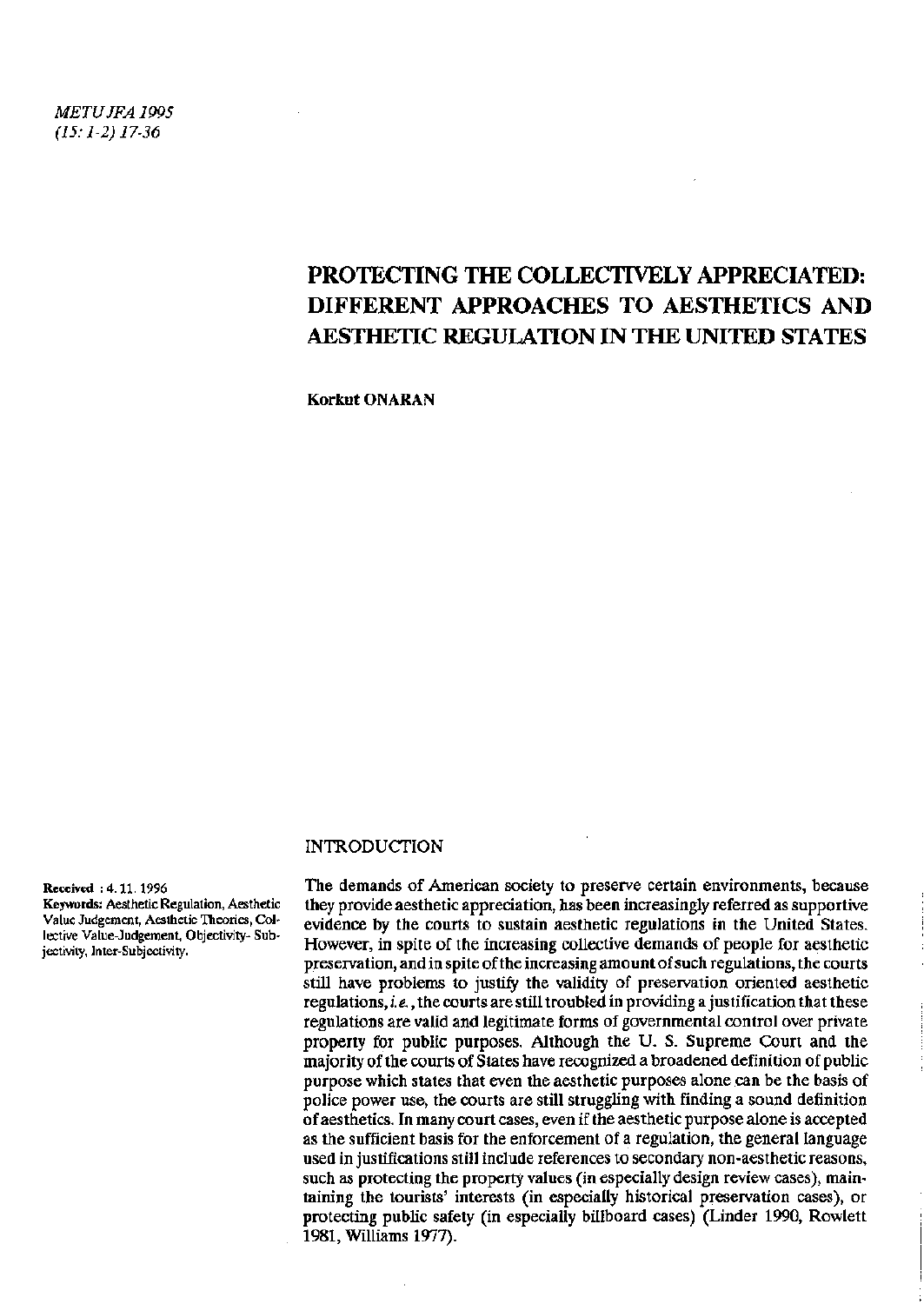# PROTECTING THE COLLECTIVELY APPRECIATED: DIFFERENT APPROACHES TO AESTHETICS AND AESTHETIC REGULATION IN THE UNITED STATES

**Korkut ONARAN**

**Received** : 4. 11. 1996

**Keywords:** Aesthetic Regulation, Aesthetic Value Judgement, Aesthetic Theories, Collective Value-Judgement, Objectivity- Subjectivity, Inter-Subjectivity.

## INTRODUCTION

The demands of American society to preserve certain environments, because they provide aesthetic appreciation, has been increasingly referred as supportive evidence by the courts to sustain aesthetic regulations in the United States. However, in spite of the increasing collective demands of people for aesthetic preservation, and in spite of the increasing amount of such regulations, the courts still have problems to justify the validity of preservation oriented aesthetic regulations, *i.e.*, the courts are still troubled in providing a justification that these regulations are valid and legitimate forms of governmental control over private property for public purposes. Although the U. S. Supreme Court and the majority of the courts of States have recognized a broadened definition of public purpose which states that even the aesthetic purposes alone can be the basis of police power use, the courts are still struggling with finding a sound definition of aesthetics. In many court cases, even if the aesthetic purpose alone is accepted as the sufficient basis for the enforcement of a regulation, the general language used in justifications still include references to secondary non-aesthetic reasons, such as protecting the property values (in especially design review cases), maintaining the tourists' interests (in especially historical preservation cases), or protecting public safety (in especially billboard cases) (Linder 1990, Rowlett 1981, Williams 1977).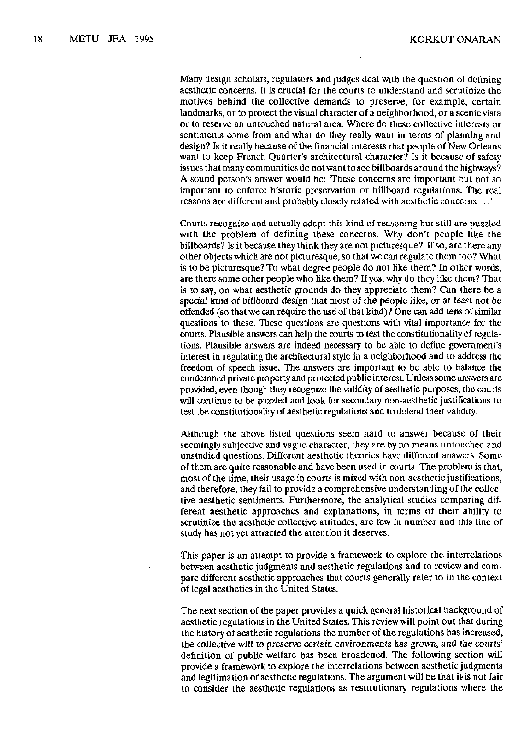Many design scholars, regulators and judges deal with the question of defining aesthetic concerns. It is crucial for the courts to understand and scrutinize the motives behind the collective demands to preserve, for example, certain landmarks, or to protect the visual character of a neighborhood, or a scenic vista or to reserve an untouched natural area. Where do these collective interests or sentiments come from and what do they really want in terms of planning and design? Is it really because of the financial interests that people of New Orleans want to keep French Quarter's architectural character? Is it because of safety issues that many communities do not want to see billboards around the highways? A sound person's answer would be: 'These concerns are important but not so important to enforce historic preservation or billboard regulations. The real reasons are different and probably closely related with aesthetic concerns . . .'

Courts recognize and actually adapt this kind of reasoning but still are puzzled with the problem of defining these concerns. Why don't people like the billboards? Is it because they think they are not picturesque? If so, are there any other objects which are not picturesque, so that we can regulate them too? What is to be picturesque? To what degree people do not like them? In other words, are there some other people who like them? If yes, why do they like them? That is to say, on what aesthetic grounds do they appreciate them? Can there be a special kind of billboard design that most of the people like, or at least not be offended (so that we can require the use of that kind)? One can add tens of similar questions to these. These questions are questions with vital importance for the courts. Plausible answers can help the courts to test the constitutionality of regulations. Plausible answers are indeed necessary to be able to define government's interest in regulating the architectural style in a neighborhood and to address the freedom of speech issue. The answers are important to be able to balance the condemned private property and protected public interest. Unless some answers are provided, even though they recognize the validity of aesthetic purposes, the courts will continue to be puzzled and look for secondary non-aesthetic justifications to test the constitutionality of aesthetic regulations and to defend their validity.

Although the above listed questions seem hard to answer because of their seemingly subjective and vague character, they are by no means untouched and unstudied questions. Different aesthetic theories have different answers. Some of them are quite reasonable and have been used in courts. The problem is that, most of the time, their usage in courts is mixed with non-aesthetic justifications, and therefore, they fail to provide a comprehensive understanding of the collective aesthetic sentiments. Furthermore, the analytical studies comparing different aesthetic approaches and explanations, in terms of their ability to scrutinize the aesthetic collective attitudes, are few in number and this line of study has not yet attracted the attention it deserves.

This paper is an attempt to provide a framework to explore the interrelations between aesthetic judgments and aesthetic regulations and to review and compare different aesthetic approaches that courts generally refer to in the context of legal aesthetics in the United States.

The next section of the paper provides a quick general historical background of aesthetic regulations in the United States. This review will point out that during the history of aesthetic regulations the number of the regulations has increased, the collective will to preserve certain environments has grown, and the courts' definition of public welfare has been broadened. The following section will provide a framework to explore the interrelations between aesthetic judgments and legitimation of aesthetic regulations. The argument will be that it is not fair to consider the aesthetic regulations as restitutionary regulations where the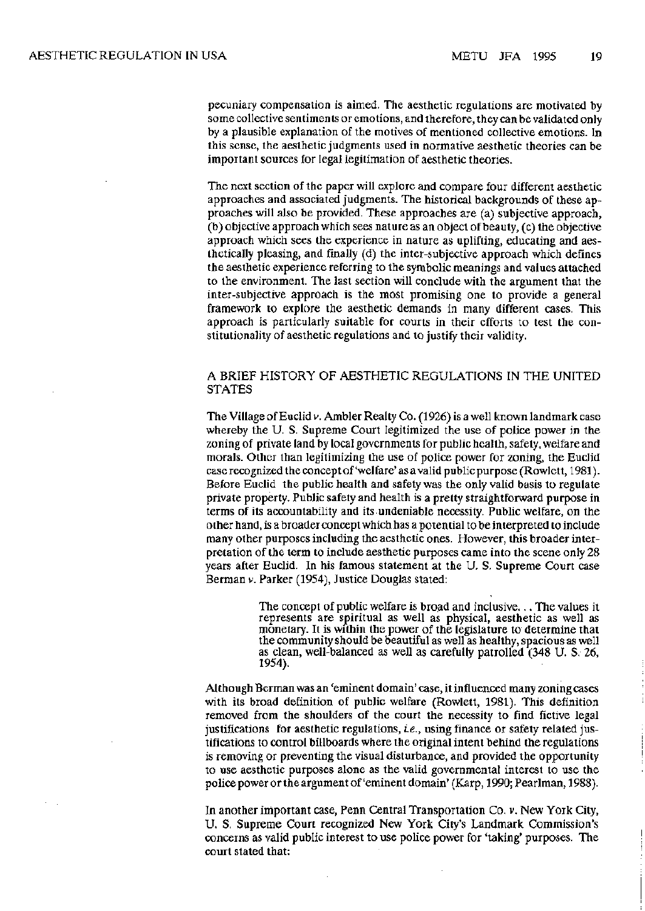pecuniary compensation is aimed. The aesthetic regulations are motivated by some collective sentiments or emotions, and therefore, they can be validated only by a plausible explanation of the motives of mentioned collective emotions. In this sense, the aesthetic judgments used in normative aesthetic theories can be important sources for legal legitimation of aesthetic theories.

The next section of the paper will explore and compare four different aesthetic approaches and associated judgments. The historical backgrounds of these approaches will also be provided. These approaches are (a) subjective approach, (b) objective approach which sees nature as an object of beauty, (c) the objective approach which sees the experience in nature as uplifting, educating and aesthetically pleasing, and finally (d) the inter-subjective approach which defines the aesthetic experience referring to the symbolic meanings and values attached to the environment. The last section will conclude with the argument that the inter-subjective approach is the most promising one to provide a general framework to explore the aesthetic demands in many different cases. This approach is particularly suitable for courts in their efforts to test the constitutionality of aesthetic regulations and to justify their validity.

## A BRIEF HISTORY OF AESTHETIC REGULATIONS IN THE UNITED STATES

The Village of Euclid *v.* Ambler Realty Co. (1926) is a well known landmark case whereby the U. S. Supreme Court legitimized the use of police power in the zoning of private land by local governments for public health, safety, welfare and morals. Other than legitimizing the use of police power for zoning, the Euclid case recognized the concept of 'welfare' as a valid public purpose (Rowlett, 1981). Before Euclid the public health and safety was the only valid basis to regulate private property. Public safety and health is a pretty straightforward purpose in terms of its accountability and its undeniable necessity. Public welfare, on the other hand, is a broader concept which has a potential to be interpreted to include many other purposes including the aesthetic ones. However, this broader interpretation of the term to include aesthetic purposes came into the scene only 28 years after Euclid. In his famous statement at the U. S. Supreme Court case Berman *v.* Parker (1954), Justice Douglas stated:

> The concept of public welfare is broad and inclusive... The values it represents are spiritual as well as physical, aesthetic as well as monetary. It is within the power of the legislature to determine that the community should be beautiful as well as healthy, spacious as well as clean, well-balanced as well as carefully patrolled (348 U. S. 26, 1954).

Although Berman was an 'eminent domain' case, it influenced many zoning cases with its broad definition of public welfare (Rowlett, 1981). This definition removed from the shoulders of the court the necessity to find fictive legal justifications for aesthetic regulations, *i.e.*, using finance or safety related justifications to control billboards where the original intent behind the regulations is removing or preventing the visual disturbance, and provided the opportunity to use aesthetic purposes alone as the valid governmental interest to use the police power or the argument of 'eminent domain' (Karp, 1990; Pearlman, 1988).

In another important case, Penn Central Transportation Co. *v.* New York City, U. S. Supreme Court recognized New York City's Landmark Commission's concerns as valid public interest to use police power for 'taking' purposes. The court stated that: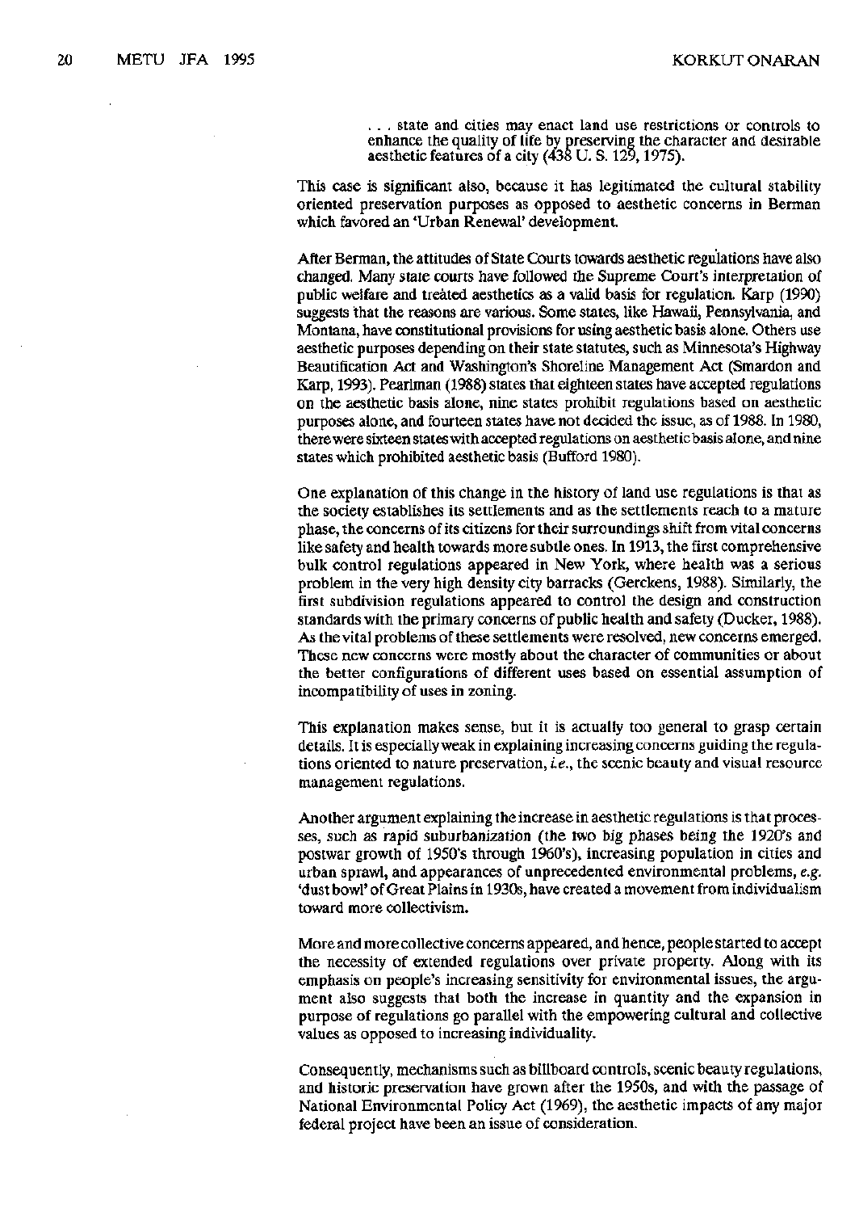> . . . state and cities may enact land use restrictions or controls to enhance the quality of life by preserving the character and desirable aesthetic features of a city (438 U. S. 129, 1975).

This case is significant also, because it has legitimated the cultural stability oriented preservation purposes as opposed to aesthetic concerns in Berman which favored an 'Urban Renewal' development.

After Berman, the attitudes of State Courts towards aesthetic regulations have also changed. Many state courts have followed the Supreme Court's interpretation of public welfare and treated aesthetics as a valid basis for regulation. Karp (1990) suggests that the reasons are various. Some states, like Hawaii, Pennsylvania, and Montana, have constitutional provisions for using aesthetic basis alone. Others use aesthetic purposes depending on their state statutes, such as Minnesota's Highway Beautification Act and Washington's Shoreline Management Act (Smardon and Karp, 1993). Pearlman (1988) states that eighteen states have accepted regulations on the aesthetic basis alone, nine states prohibit regulations based on aesthetic purposes alone, and fourteen states have not decided the issue, as of 1988. In 1980, there were sixteen states with accepted regulations on aesthetic basis alone, and nine states which prohibited aesthetic basis (Bufford 1980).

One explanation of this change in the history of land use regulations is that as the society establishes its settlements and as the settlements reach to a mature phase, the concerns of its citizens for their surroundings shift from vital concerns like safety and health towards more subtle ones. In 1913, the first comprehensive bulk control regulations appeared in New York, where health was a serious problem in the very high density city barracks (Gerckens, 1988). Similarly, the first subdivision regulations appeared to control the design and construction standards with the primary concerns of public health and safety (Ducker, 1988). As the vital problems of these settlements were resolved, new concerns emerged. These new concerns were mostly about the character of communities or about the better configurations of different uses based on essential assumption of incompatibility of uses in zoning.

This explanation makes sense, but it is actually too general to grasp certain details. It is especially weak in explaining increasing concerns guiding the regulations oriented to nature preservation, *i.e.*, the scenic beauty and visual resource management regulations.

Another argument explaining the increase in aesthetic regulations is that processes, such as rapid suburbanization (the two big phases being the 1920's and postwar growth of 1950's through 1960's), increasing population in cities and urban sprawl, and appearances of unprecedented environmental problems, *e.g.* 'dust bowl' of Great Plains in 1930s, have created a movement from individualism toward more collectivism.

More and more collective concerns appeared, and hence, people started to accept the necessity of extended regulations over private property. Along with its emphasis on people's increasing sensitivity for environmental issues, the argument also suggests that both the increase in quantity and the expansion in purpose of regulations go parallel with the empowering cultural and collective values as opposed to increasing individuality.

Consequently, mechanisms such as billboard controls, scenic beauty regulations, and historic preservation have grown after the 1950s, and with the passage of National Environmental Policy Act (1969), the aesthetic impacts of any major federal project have been an issue of consideration.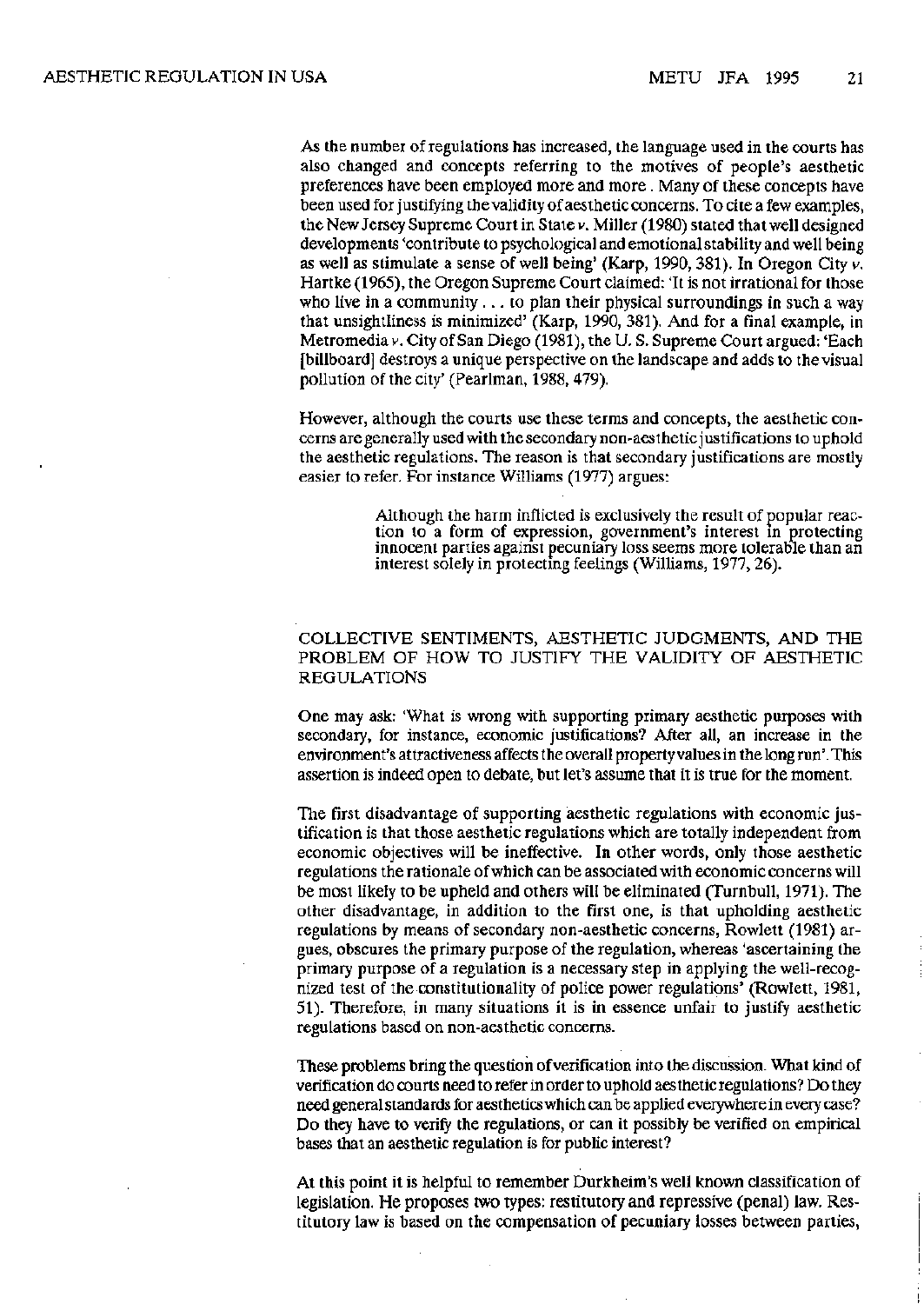As the number of regulations has increased, the language used in the courts has also changed and concepts referring to the motives of people's aesthetic preferences have been employed more and more . Many of these concepts have been used for justifying the validity of aesthetic concerns. To cite a few examples, the New Jersey Supreme Court in State *v.* Miller (1980) stated that well designed developments 'contribute to psychological and emotional stability and well being as well as stimulate a sense of well being' (Karp, 1990, 381). In Oregon City *v.* Hartke (1965), the Oregon Supreme Court claimed: 'It is not irrational for those who live in a community . . . to plan their physical surroundings in such a way that unsightliness is minimized' (Karp, 1990, 381). And for a final example, in Metromedia *v.* City of San Diego (1981), the U. S. Supreme Court argued: 'Each [billboard] destroys a unique perspective on the landscape and adds to the visual pollution of the city' (Pearlman, 1988, 479).

However, although the courts use these terms and concepts, the aesthetic concerns are generally used with the secondary non-aesthetic justifications to uphold the aesthetic regulations. The reason is that secondary justifications are mostly easier to refer. For instance Williams (1977) argues:

> Although the harm inflicted is exclusively the result of popular reaction to a form of expression, government's interest in protecting innocent parties against pecuniary loss seems more tolerable than an interest solely in protecting feelings (Williams, 1977, 26).

## COLLECTIVE SENTIMENTS, AESTHETIC JUDGMENTS, AND THE PROBLEM OF HOW TO JUSTIFY THE VALIDITY OF AESTHETIC REGULATIONS

One may ask: 'What is wrong with supporting primary aesthetic purposes with secondary, for instance, economic justifications? After all, an increase in the environment's attractiveness affects the overall property values in the long run'. This assertion is indeed open to debate, but let's assume that it is true for the moment.

The first disadvantage of supporting aesthetic regulations with economic justification is that those aesthetic regulations which are totally independent from economic objectives will be ineffective. In other words, only those aesthetic regulations the rationale of which can be associated with economic concerns will be most likely to be upheld and others will be eliminated (Turnbull, 1971). The other disadvantage, in addition to the first one, is that upholding aesthetic regulations by means of secondary non-aesthetic concerns, Rowlett (1981) argues, obscures the primary purpose of the regulation, whereas 'ascertaining the primary purpose of a regulation is a necessary step in applying the well-recognized test of the constitutionality of police power regulations' (Rowlett, 1981, 51). Therefore, in many situations it is in essence unfair to justify aesthetic regulations based on non-aesthetic concerns.

These problems bring the question of verification into the discussion. What kind of verification do courts need to refer in order to uphold aesthetic regulations? Do they need general standards for aesthetics which can be applied everywhere in every case? Do they have to verify the regulations, or can it possibly be verified on empirical bases that an aesthetic regulation is for public interest?

At this point it is helpful to remember Durkheim's well known classification of legislation. He proposes two types: restitutory and repressive (penal) law. Restitutory law is based on the compensation of pecuniary losses between parties,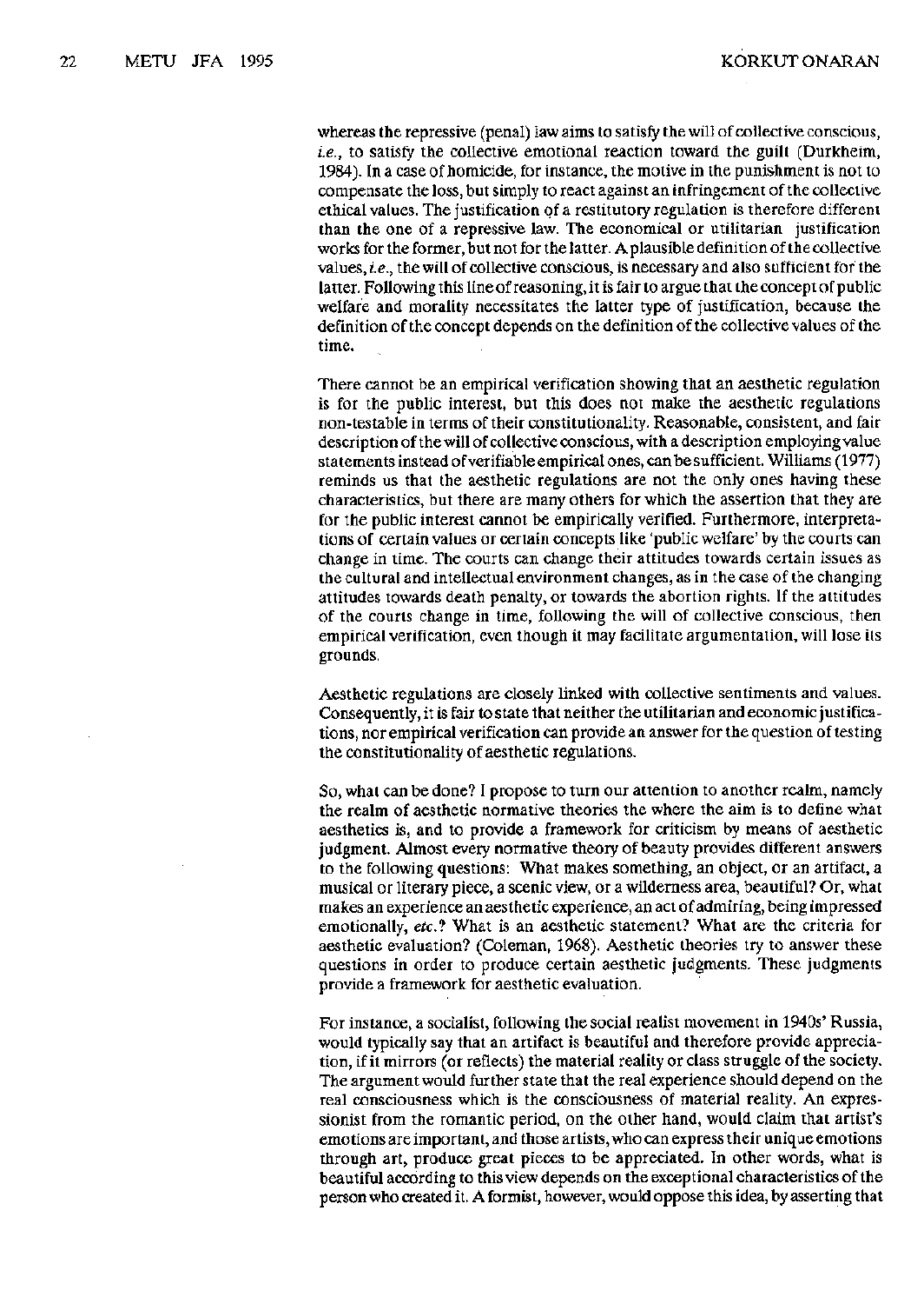whereas the repressive (penal) law aims to satisfy the will of collective conscious, *i.e.*, to satisfy the collective emotional reaction toward the guilt (Durkheim, 1984). In a case of homicide, for instance, the motive in the punishment is not to compensate the loss, but simply to react against an infringement of the collective ethical values. The justification of a restitutory regulation is therefore different than the one of a repressive law. The economical or utilitarian justification works for the former, but not for the latter. A plausible definition of the collective values, *i.e.*, the will of collective conscious, is necessary and also sufficient for the latter. Following this line of reasoning, it is fair to argue that the concept of public welfare and morality necessitates the latter type of justification, because the definition of the concept depends on the definition of the collective values of the time.

There cannot be an empirical verification showing that an aesthetic regulation is for the public interest, but this does not make the aesthetic regulations non-testable in terms of their constitutionality. Reasonable, consistent, and fair description of the will of collective conscious, with a description employing value statements instead of verifiable empirical ones, can be sufficient. Williams (1977) reminds us that the aesthetic regulations are not the only ones having these characteristics, but there are many others for which the assertion that they are for the public interest cannot be empirically verified. Furthermore, interpretations of certain values or certain concepts like 'public welfare' by the courts can change in time. The courts can change their attitudes towards certain issues as the cultural and intellectual environment changes, as in the case of the changing attitudes towards death penalty, or towards the abortion rights. If the attitudes of the courts change in time, following the will of collective conscious, then empirical verification, even though it may facilitate argumentation, will lose its grounds.

Aesthetic regulations are closely linked with collective sentiments and values. Consequently, it is fair to state that neither the utilitarian and economic justifications, nor empirical verification can provide an answer for the question of testing the constitutionality of aesthetic regulations.

So, what can be done? I propose to turn our attention to another realm, namely the realm of aesthetic normative theories the where the aim is to define what aesthetics is, and to provide a framework for criticism by means of aesthetic judgment. Almost every normative theory of beauty provides different answers to the following questions: What makes something, an object, or an artifact, a musical or literary piece, a scenic view, or a wilderness area, beautiful? Or, what makes an experience an aesthetic experience, an act of admiring, being impressed emotionally, *etc.*? What is an aesthetic statement? What are the criteria for aesthetic evaluation? (Coleman, 1968). Aesthetic theories try to answer these questions in order to produce certain aesthetic judgments. These judgments provide a framework for aesthetic evaluation.

For instance, a socialist, following the social realist movement in 1940s' Russia, would typically say that an artifact is beautiful and therefore provide appreciation, if it mirrors (or reflects) the material reality or class struggle of the society. The argument would further state that the real experience should depend on the real consciousness which is the consciousness of material reality. An expressionist from the romantic period, on the other hand, would claim that artist's emotions are important, and those artists, who can express their unique emotions through art, produce great pieces to be appreciated. In other words, what is beautiful according to this view depends on the exceptional characteristics of the person who created it. A formist, however, would oppose this idea, by asserting that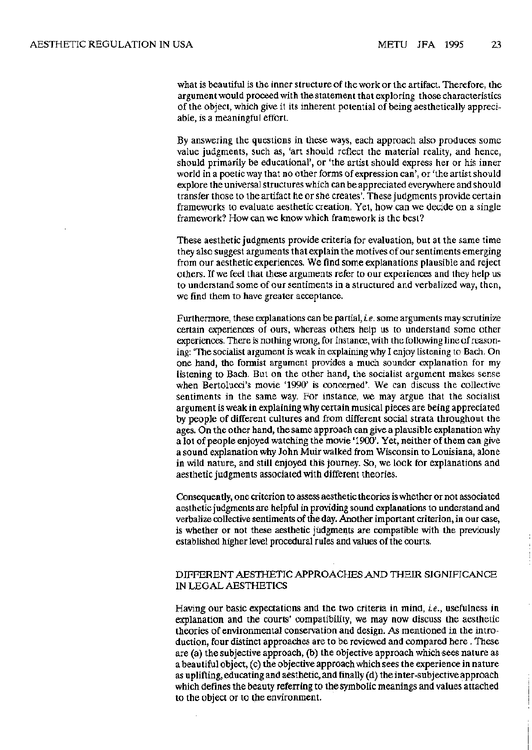what is beautiful is the inner structure of the work or the artifact. Therefore, the argument would proceed with the statement that exploring those characteristics of the object, which give it its inherent potential of being aesthetically appreciable, is a meaningful effort.

By answering the questions in these ways, each approach also produces some value judgments, such as, 'art should reflect the material reality, and hence, should primarily be educational', or 'the artist should express her or his inner world in a poetic way that no other forms of expression can', or 'the artist should explore the universal structures which can be appreciated everywhere and should transfer those to the artifact he or she creates'. These judgments provide certain frameworks to evaluate aesthetic creation. Yet, how can we decide on a single framework? How can we know which framework is the best?

These aesthetic judgments provide criteria for evaluation, but at the same time they also suggest arguments that explain the motives of our sentiments emerging from our aesthetic experiences. We find some explanations plausible and reject others. If we feel that these arguments refer to our experiences and they help us to understand some of our sentiments in a structured and verbalized way, then, we find them to have greater acceptance.

Furthermore, these explanations can be partial, *i.e.* some arguments may scrutinize certain experiences of ours, whereas others help us to understand some other experiences. There is nothing wrong, for instance, with the following line of reasoning: 'The socialist argument is weak in explaining why I enjoy listening to Bach. On one hand, the formist argument provides a much sounder explanation for my listening to Bach. But on the other hand, the socialist argument makes sense when Bertolucci's movie '1990' is concerned'. We can discuss the collective sentiments in the same way. For instance, we may argue that the socialist argument is weak in explaining why certain musical pieces are being appreciated by people of different cultures and from different social strata throughout the ages. On the other hand, the same approach can give a plausible explanation why a lot of people enjoyed watching the movie '1900'. Yet, neither of them can give a sound explanation why John Muir walked from Wisconsin to Louisiana, alone in wild nature, and still enjoyed this journey. So, we look for explanations and aesthetic judgments associated with different theories.

Consequently, one criterion to assess aesthetic theories is whether or not associated aesthetic judgments are helpful in providing sound explanations to understand and verbalize collective sentiments of the day. Another important criterion, in our case, is whether or not these aesthetic judgments are compatible with the previously established higher level procedural rules and values of the courts.

## DIFFERENT AESTHETIC APPROACHES AND THEIR SIGNIFICANCE IN LEGAL AESTHETICS

Having our basic expectations and the two criteria in mind, *i.e.*, usefulness in explanation and the courts' compatibility, we may now discuss the aesthetic theories of environmental conservation and design. As mentioned in the introduction, four distinct approaches are to be reviewed and compared here . These are (a) the subjective approach, (b) the objective approach which sees nature as a beautiful object, (c) the objective approach which sees the experience in nature as uplifting, educating and aesthetic, and finally (d) the inter-subjective approach which defines the beauty referring to the symbolic meanings and values attached to the object or to the environment.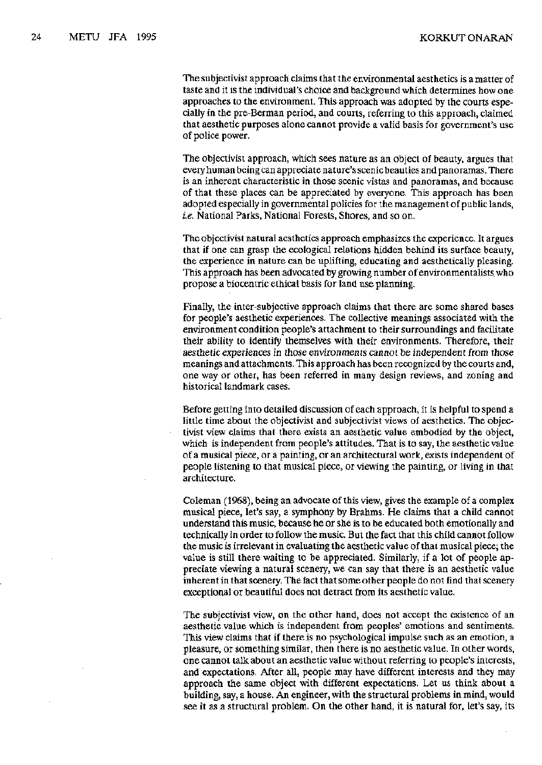The subjectivist approach claims that the environmental aesthetics is a matter of taste and it is the individual's choice and background which determines how one approaches to the environment. This approach was adopted by the courts especially in the pre-Berman period, and courts, referring to this approach, claimed that aesthetic purposes alone cannot provide a valid basis for government's use of police power.

The objectivist approach, which sees nature as an object of beauty, argues that every human being can appreciate nature's scenic beauties and panoramas. There is an inherent characteristic in those scenic vistas and panoramas, and because of that these places can be appreciated by everyone. This approach has been adopted especially in governmental policies for the management of public lands, *i.e.* National Parks, National Forests, Shores, and so on.

The objectivist natural aesthetics approach emphasizes the experience. It argues that if one can grasp the ecological relations hidden behind its surface beauty, the experience in nature can be uplifting, educating and aesthetically pleasing. This approach has been advocated by growing number of environmentalists who propose a biocentric ethical basis for land use planning.

Finally, the inter-subjective approach claims that there are some shared bases for people's aesthetic experiences. The collective meanings associated with the environment condition people's attachment to their surroundings and facilitate their ability to identify themselves with their environments. Therefore, their *aesthetic experiences in those environments cannot be independent from those* meanings and attachments. This approach has been recognized by the courts and, one way or other, has been referred in many design reviews, and zoning and historical landmark cases.

Before getting into detailed discussion of each approach, it is helpful to spend a little time about the objectivist and subjectivist views of aesthetics. The objectivist view claims that there exists an aesthetic value embodied by the object, which is independent from people's attitudes. That is to say, the aesthetic value of a musical piece, or a painting, or an architectural work, exists independent of people listening to that musical piece, or viewing the painting, or living in that architecture.

Coleman (1968), being an advocate of this view, gives the example of a complex musical piece, let's say, a symphony by Brahms. He claims that a child cannot understand this music, because he or she is to be educated both emotionally and technically in order to follow the music. But the fact that this child cannot follow the music is irrelevant in evaluating the aesthetic value of that musical piece; the value is still there waiting to be appreciated. Similarly, if a lot of people appreciate viewing a natural scenery, we can say that there is an aesthetic value inherent in that scenery. The fact that some other people do not find that scenery exceptional or beautiful does not detract from its aesthetic value.

The subjectivist view, on the other hand, does not accept the existence of an aesthetic value which is independent from peoples' emotions and sentiments. This view claims that if there is no psychological impulse such as an emotion, a pleasure, or something similar, then there is no aesthetic value. In other words, one cannot talk about an aesthetic value without referring to people's interests, and expectations. After all, people may have different interests and they may approach the same object with different expectations. Let us think about a building, say, a house. An engineer, with the structural problems in mind, would see it as a structural problem. On the other hand, it is natural for, let's say, its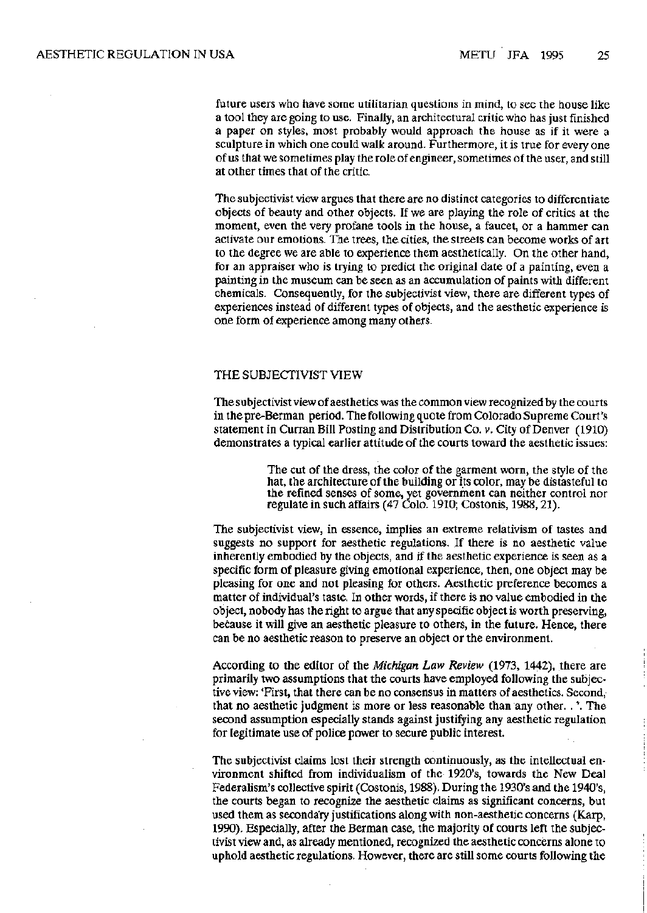future users who have some utilitarian questions in mind, to see the house like a tool they are going to use. Finally, an architectural critic who has just finished a paper on styles, most probably would approach the house as if it were a sculpture in which one could walk around. Furthermore, it is true for every one of us that we sometimes play the role of engineer, sometimes of the user, and still at other times that of the critic.

The subjectivist view argues that there are no distinct categories to differentiate objects of beauty and other objects. If we are playing the role of critics at the moment, even the very profane tools in the house, a faucet, or a hammer can activate our emotions. The trees, the cities, the streets can become works of art to the degree we are able to experience them aesthetically. On the other hand, for an appraiser who is trying to predict the original date of a painting, even a painting in the museum can be seen as an accumulation of paints with different chemicals. Consequently, for the subjectivist view, there are different types of experiences instead of different types of objects, and the aesthetic experience is one form of experience among many others.

## THE SUBJECTIVIST VIEW

The subjectivist view of aesthetics was the common view recognized by the courts in the pre-Berman period. The following quote from Colorado Supreme Court's statement in Curran Bill Posting and Distribution Co. *v.* City of Denver (1910) demonstrates a typical earlier attitude of the courts toward the aesthetic issues:

> The cut of the dress, the color of the garment worn, the style of the hat, the architecture of the building or its color, may be distasteful to the refined senses of some, yet government can neither control nor regulate in such affairs (47 Colo. 1910; Costonis, 1988, 21).

The subjectivist view, in essence, implies an extreme relativism of tastes and suggests no support for aesthetic regulations. If there is no aesthetic value inherently embodied by the objects, and if the aesthetic experience is seen as a specific form of pleasure giving emotional experience, then, one object may be pleasing for one and not pleasing for others. Aesthetic preference becomes a matter of individual's taste. In other words, if there is no value embodied in the object, nobody has the right to argue that any specific object is worth preserving, because it will give an aesthetic pleasure to others, in the future. Hence, there can be no aesthetic reason to preserve an object or the environment.

According to the editor of the *Michigan Law Review* (1973, 1442), there are primarily two assumptions that the courts have employed following the subjective view: 'First, that there can be no consensus in matters of aesthetics. Second, that no aesthetic judgment is more or less reasonable than any other. . '. The second assumption especially stands against justifying any aesthetic regulation for legitimate use of police power to secure public interest.

The subjectivist claims lost their strength continuously, as the intellectual environment shifted from individualism of the 1920's, towards the New Deal Federalism's collective spirit (Costonis, 1988). During the 1930's and the 1940's, the courts began to recognize the aesthetic claims as significant concerns, but used them as secondary justifications along with non-aesthetic concerns (Karp, 1990). Especially, after the Berman case, the majority of courts left the subjectivist view and, as already mentioned, recognized the aesthetic concerns alone to uphold aesthetic regulations. However, there are still some courts following the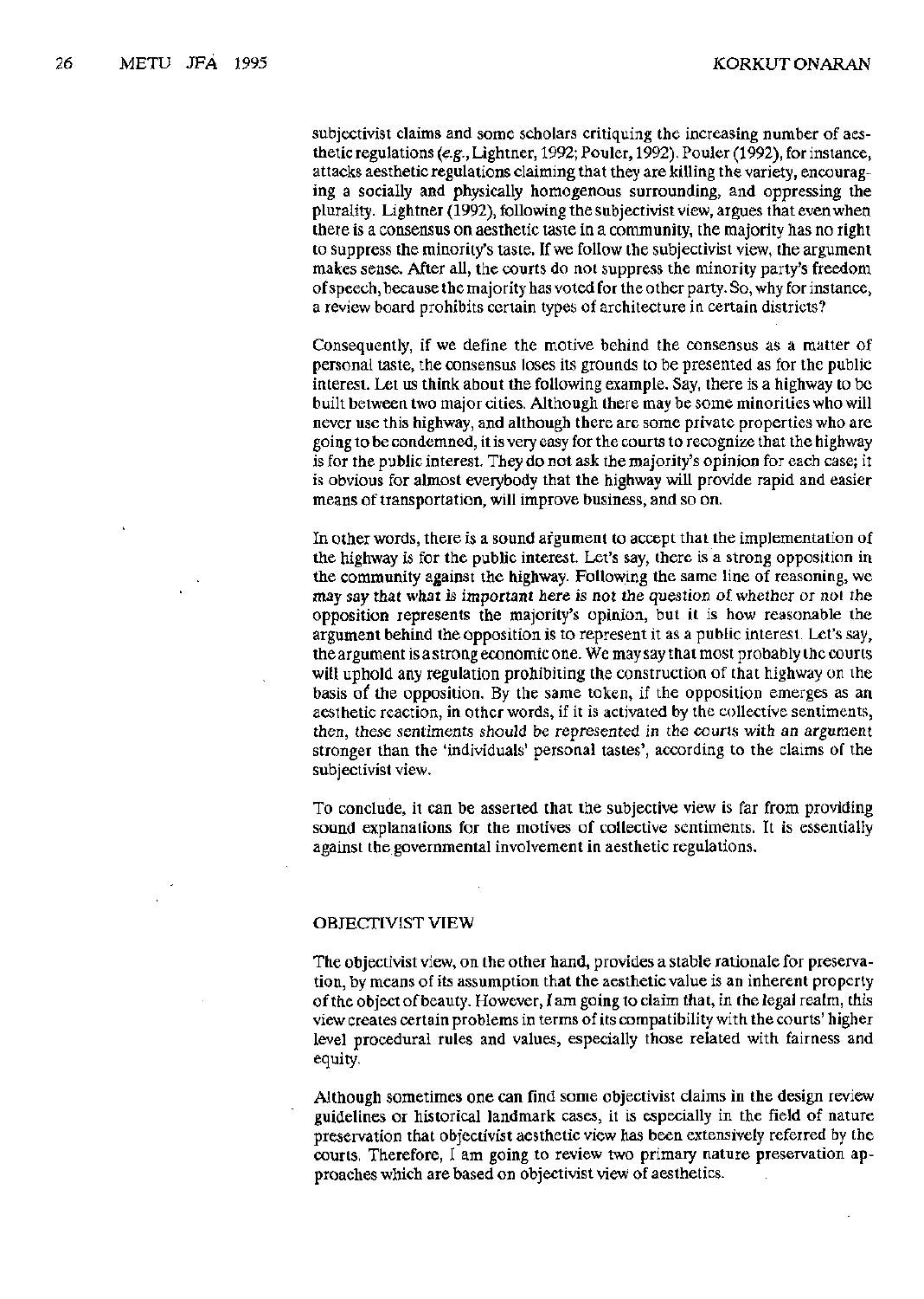subjectivist claims and some scholars critiquing the increasing number of aesthetic regulations (e.g., Lightner, 1992; Pouler, 1992). Pouler (1992), for instance, attacks aesthetic regulations claiming that they are killing the variety, encouraging a socially and physically homogenous surrounding, and oppressing the plurality. Lightner (1992), following the subjectivist view, argues that even when there is a consensus on aesthetic taste in a community, the majority has no right to suppress the minority's taste. If we follow the subjectivist view, the argument makes sense. After all, the courts do not suppress the minority party's freedom of speech, because the majority has voted for the other party. So, why for instance, a review board prohibits certain types of architecture in certain districts?

Consequently, if we define the motive behind the consensus as a matter of personal taste, the consensus loses its grounds to be presented as for the public interest. Let us think about the following example. Say, there is a highway to be built between two major cities. Although there may be some minorities who will never use this highway, and although there are some private properties who are going to be condemned, it is very easy for the courts to recognize that the highway is for the public interest. They do not ask the majority's opinion for each case; it is obvious for almost everybody that the highway will provide rapid and easier means of transportation, will improve business, and so on.

In other words, there is a sound argument to accept that the implementation of the highway is for the public interest. Let's say, there is a strong opposition in the community against the highway. Following the same line of reasoning, we may say that *what is important here is not the question of whether or not the opposition represents the majority's opinion, but it is how reasonable the argument behind the opposition is to represent it as a public interest.* Let's say, the argument is a strong economic one. We may say that most probably the courts will uphold any regulation prohibiting the construction of that highway on the basis of the opposition. By the same token, if the opposition emerges as an aesthetic reaction, in other words, if it is activated by the collective sentiments, then, *these sentiments should be represented in the courts with an argument* stronger than the 'individuals' personal tastes', according to the claims of the subjectivist view.

To conclude, it can be asserted that the subjective view is far from providing sound explanations for the motives of collective sentiments. It is essentially against the governmental involvement in aesthetic regulations.

## OBJECTIVIST VIEW

The objectivist view, on the other hand, provides a stable rationale for preservation, by means of its assumption that the aesthetic value is an inherent property of the object of beauty. However, I am going to claim that, in the legal realm, this view creates certain problems in terms of its compatibility with the courts' higher level procedural rules and values, especially those related with fairness and equity.

Although sometimes one can find some objectivist claims in the design review guidelines or historical landmark cases, it is especially in the field of nature preservation that objectivist aesthetic view has been extensively referred by the courts. Therefore, I am going to review two primary nature preservation approaches which are based on objectivist view of aesthetics.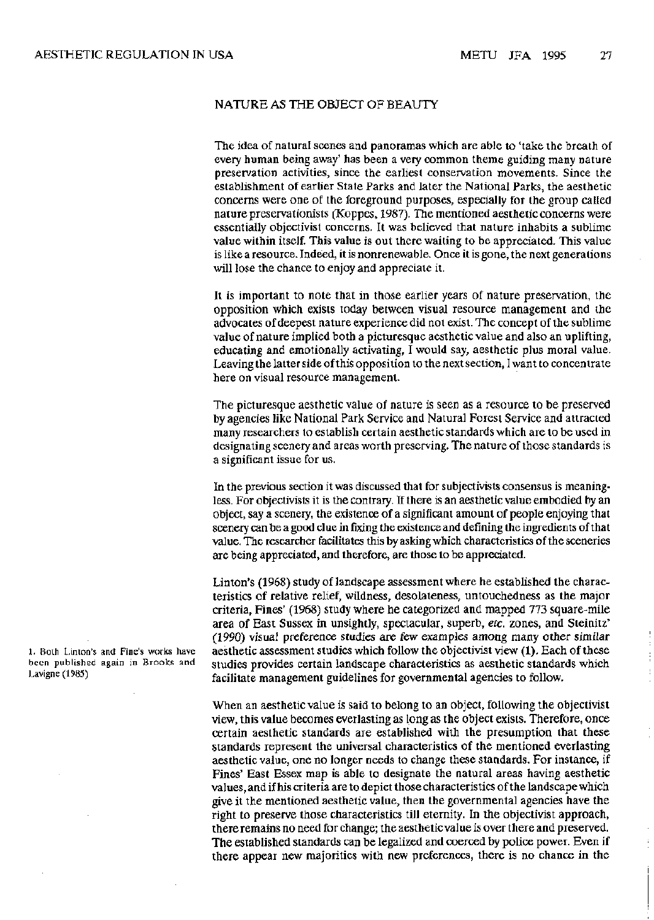## NATURE AS THE OBJECT OF BEAUTY

The idea of natural scenes and panoramas which are able to 'take the breath of every human being away' has been a very common theme guiding many nature preservation activities, since the earliest conservation movements. Since the establishment of earlier State Parks and later the National Parks, the aesthetic concerns were one of the foreground purposes, especially for the group called nature preservationists (Koppes, 1987). The mentioned aesthetic concerns were essentially objectivist concerns. It was believed that nature inhabits a sublime value within itself. This value is out there waiting to be appreciated. This value is like a resource. Indeed, it is nonrenewable. Once it is gone, the next generations will lose the chance to enjoy and appreciate it.

It is important to note that in those earlier years of nature preservation, the opposition which exists today between visual resource management and the advocates of deepest nature experience did not exist. The concept of the sublime value of nature implied both a picturesque aesthetic value and also an uplifting, educating and emotionally activating, I would say, aesthetic plus moral value. Leaving the latter side of this opposition to the next section, I want to concentrate here on visual resource management.

The picturesque aesthetic value of nature is seen as a resource to be preserved by agencies like National Park Service and Natural Forest Service and attracted many researchers to establish certain aesthetic standards which are to be used in designating scenery and areas worth preserving. The nature of those standards is a significant issue for us.

In the previous section it was discussed that for subjectivists consensus is meaningless. For objectivists it is the contrary. If there is an aesthetic value embodied by an object, say a scenery, the existence of a significant amount of people enjoying that scenery can be a good clue in fixing the existence and defining the ingredients of that value. The researcher facilitates this by asking which characteristics of the sceneries are being appreciated, and therefore, are those to be appreciated.

Linton's (1968) study of landscape assessment where he established the characteristics of relative relief, wildness, desolateness, untouchedness as the major criteria, Fines' (1968) study where he categorized and mapped 773 square-mile area of East Sussex in unsightly, spectacular, superb, *etc.* zones, and Steinitz' (1990) visual preference studies are few examples among many other similar aesthetic assessment studies which follow the objectivist view **(1)**. Each of these studies provides certain landscape characteristics as aesthetic standards which facilitate management guidelines for governmental agencies to follow.

1. Both Linton's and Fine's works have been published again in Brooks and Lavigne (1985)

When an aesthetic value is said to belong to an object, following the objectivist view, this value becomes everlasting as long as the object exists. Therefore, once certain aesthetic standards are established with the presumption that these standards represent the universal characteristics of the mentioned everlasting aesthetic value, one no longer needs to change these standards. For instance, if Fines' East Essex map is able to designate the natural areas having aesthetic values, and if his criteria are to depict those characteristics of the landscape which give it the mentioned aesthetic value, then the governmental agencies have the right to preserve those characteristics till eternity. In the objectivist approach, there remains no need for change; the aesthetic value is over there and preserved. The established standards can be legalized and coerced by police power. Even if there appear new majorities with new preferences, there is no chance in the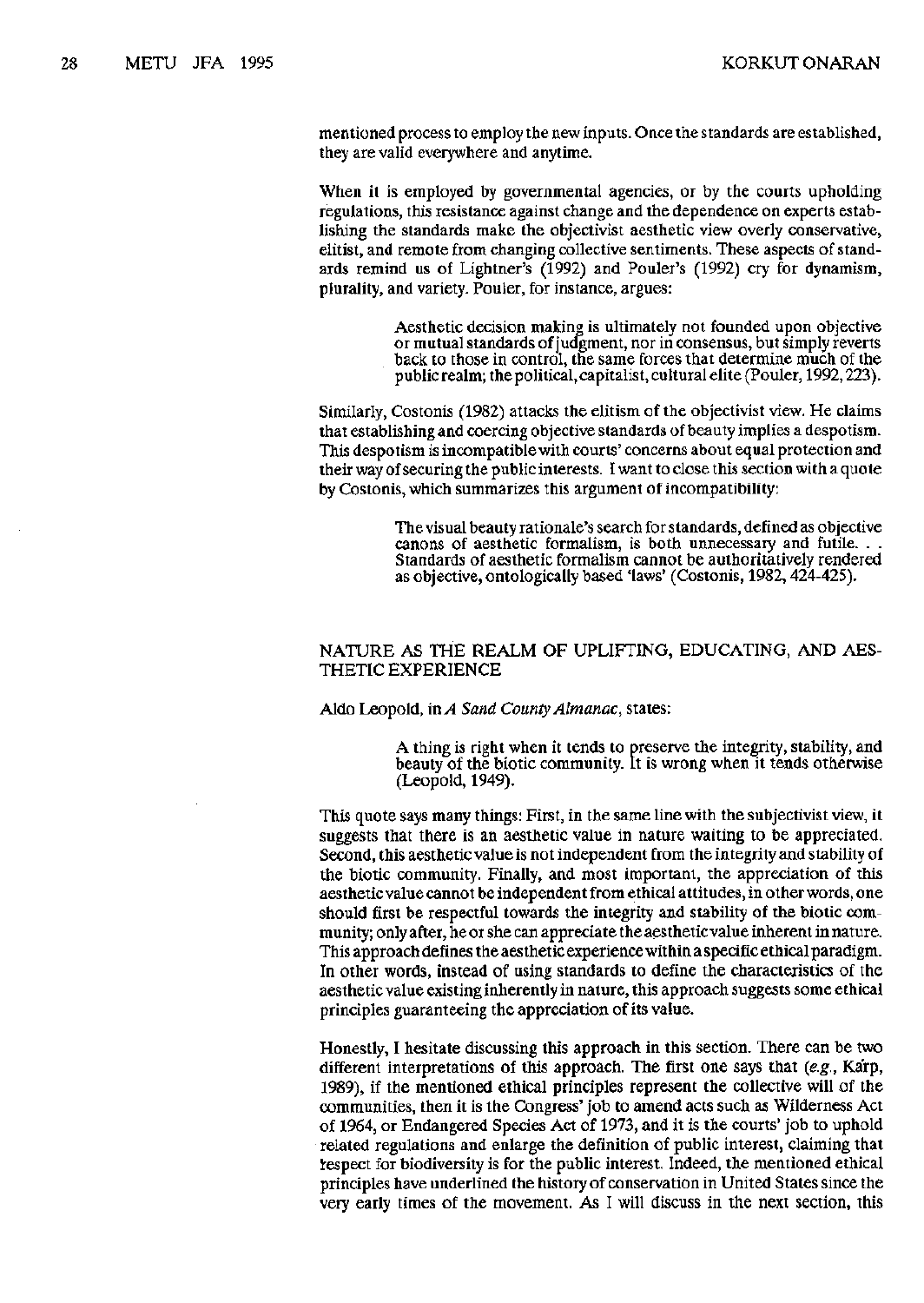mentioned process to employ the new inputs. Once the standards are established, they are valid everywhere and anytime.

When it is employed by governmental agencies, or by the courts upholding regulations, this resistance against change and the dependence on experts establishing the standards make the objectivist aesthetic view overly conservative, elitist, and remote from changing collective sentiments. These aspects of standards remind us of Lightner's (1992) and Pouler's (1992) cry for dynamism, plurality, and variety. Pouler, for instance, argues:

> Aesthetic decision making is ultimately not founded upon objective or mutual standards of judgment, nor in consensus, but simply reverts back to those in control, the same forces that determine much of the public realm; the political, capitalist, cultural elite (Pouler, 1992, 223).

Similarly, Costonis (1982) attacks the elitism of the objectivist view. He claims that establishing and coercing objective standards of beauty implies a despotism. This despotism is incompatible with courts' concerns about equal protection and their way of securing the public interests. I want to close this section with a quote by Costonis, which summarizes this argument of incompatibility:

> The visual beauty rationale's search for standards, defined as objective canons of aesthetic formalism, is both unnecessary and futile. . . Standards of aesthetic formalism cannot be authoritatively rendered as objective, ontologically based 'laws' (Costonis, 1982, 424-425).

## NATURE AS THE REALM OF UPLIFTING, EDUCATING, AND AESTHETIC EXPERIENCE

Aldo Leopold, in *A Sand County Almanac*, states:

> A thing is right when it tends to preserve the integrity, stability, and beauty of the biotic community. It is wrong when it tends otherwise (Leopold, 1949).

This quote says many things: First, in the same line with the subjectivist view, it suggests that there is an aesthetic value in nature waiting to be appreciated. Second, this aesthetic value is not independent from the integrity and stability of the biotic community. Finally, and most important, the appreciation of this aesthetic value cannot be independent from ethical attitudes, in other words, one should first be respectful towards the integrity and stability of the biotic community; only after, he or she can appreciate the aesthetic value inherent in nature. This approach defines the aesthetic experience within a specific ethical paradigm. In other words, instead of using standards to define the characteristics of the aesthetic value existing inherently in nature, this approach suggests some ethical principles guaranteeing the appreciation of its value.

Honestly, I hesitate discussing this approach in this section. There can be two different interpretations of this approach. The first one says that (*e.g.*, Karp, 1989), if the mentioned ethical principles represent the collective will of the communities, then it is the Congress' job to amend acts such as Wilderness Act of 1964, or Endangered Species Act of 1973, and it is the courts' job to uphold related regulations and enlarge the definition of public interest, claiming that respect for biodiversity is for the public interest. Indeed, the mentioned ethical principles have underlined the history of conservation in United States since the very early times of the movement. As I will discuss in the next section, this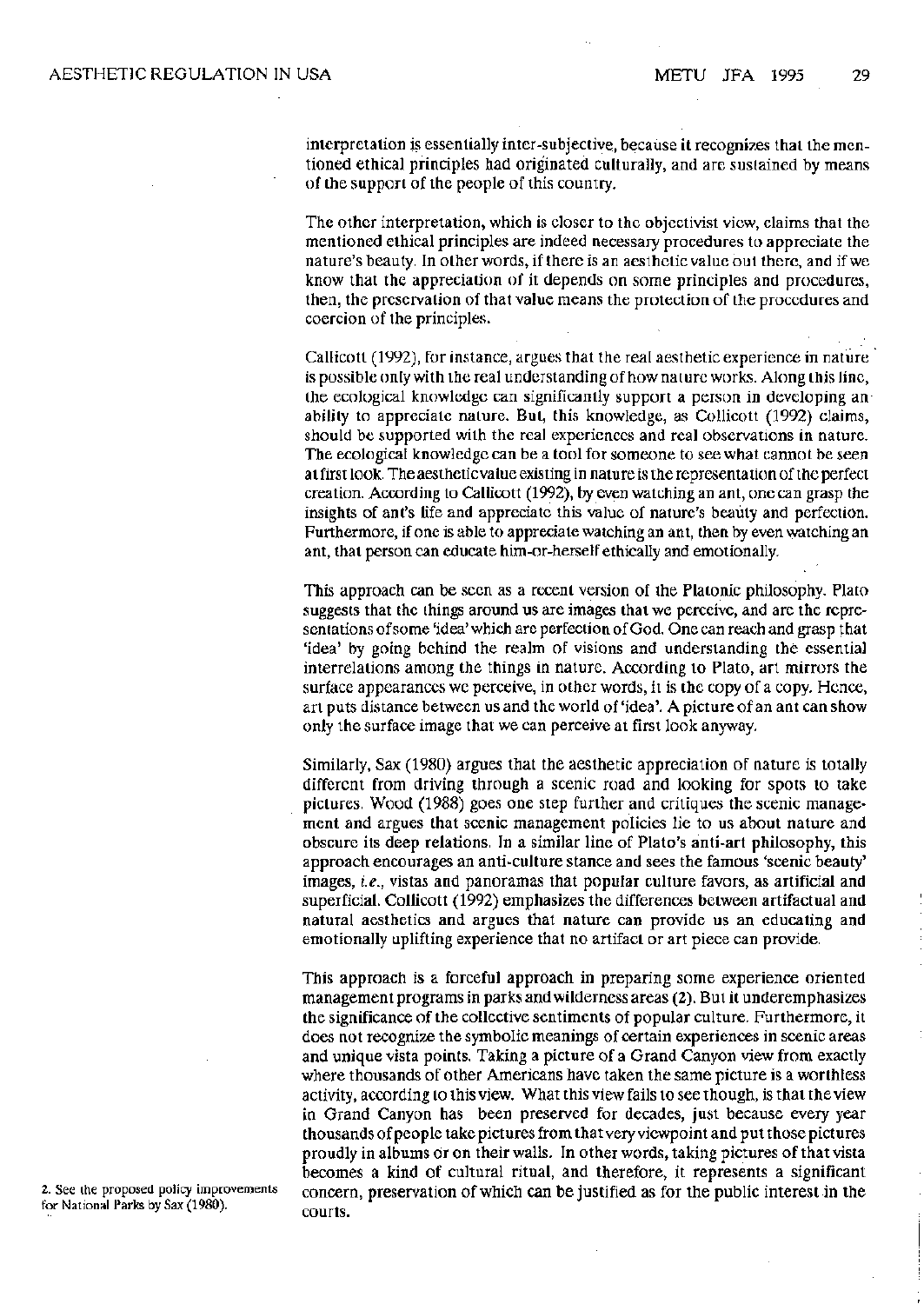interpretation is essentially inter-subjective, because it recognizes that the mentioned ethical principles had originated culturally, and are sustained by means of the support of the people of this country.

The other interpretation, which is closer to the objectivist view, claims that the mentioned ethical principles are indeed necessary procedures to appreciate the nature's beauty. In other words, if there is an aesthetic value out there, and if we know that the appreciation of it depends on some principles and procedures, then, the preservation of that value means the protection of the procedures and coercion of the principles.

Callicott (1992), for instance, argues that the real aesthetic experience in nature is possible only with the real understanding of how nature works. Along this line, the ecological knowledge can significantly support a person in developing an ability to appreciate nature. But, this knowledge, as Collicott (1992) claims, should be supported with the real experiences and real observations in nature. The ecological knowledge can be a tool for someone to see what cannot be seen at first look. The aesthetic value existing in nature is the representation of the perfect creation. According to Callicott (1992), by even watching an ant, one can grasp the insights of ant's life and appreciate this value of nature's beauty and perfection. Furthermore, if one is able to appreciate watching an ant, then by even watching an ant, that person can educate him-or-herself ethically and emotionally.

This approach can be seen as a recent version of the Platonic philosophy. Plato suggests that the things around us are images that we perceive, and are the representations of some 'idea' which are perfection of God. One can reach and grasp that 'idea' by going behind the realm of visions and understanding the essential interrelations among the things in nature. According to Plato, art mirrors the surface appearances we perceive, in other words, it is the copy of a copy. Hence, art puts distance between us and the world of 'idea'. A picture of an ant can show only the surface image that we can perceive at first look anyway.

Similarly, Sax (1980) argues that the aesthetic appreciation of nature is totally different from driving through a scenic road and looking for spots to take pictures. Wood (1988) goes one step further and critiques the scenic management and argues that scenic management policies lie to us about nature and obscure its deep relations. In a similar line of Plato's anti-art philosophy, this approach encourages an anti-culture stance and sees the famous 'scenic beauty' images, *i.e.*, vistas and panoramas that popular culture favors, as artificial and superficial. Collicott (1992) emphasizes the differences between artifactual and natural aesthetics and argues that nature can provide us an educating and emotionally uplifting experience that no artifact or art piece can provide.

This approach is a forceful approach in preparing some experience oriented management programs in parks and wilderness areas (2). But it underemphasizes the significance of the collective sentiments of popular culture. Furthermore, it does not recognize the symbolic meanings of certain experiences in scenic areas and unique vista points. Taking a picture of a Grand Canyon view from exactly where thousands of other Americans have taken the same picture is a worthless activity, according to this view. What this view fails to see though, is that the view in Grand Canyon has been preserved for decades, just because every year thousands of people take pictures from that very viewpoint and put those pictures proudly in albums or on their walls. In other words, taking pictures of that vista becomes a kind of cultural ritual, and therefore, it represents a significant concern, preservation of which can be justified as for the public interest in the courts.

2. See the proposed policy improvements for National Parks by Sax (1980).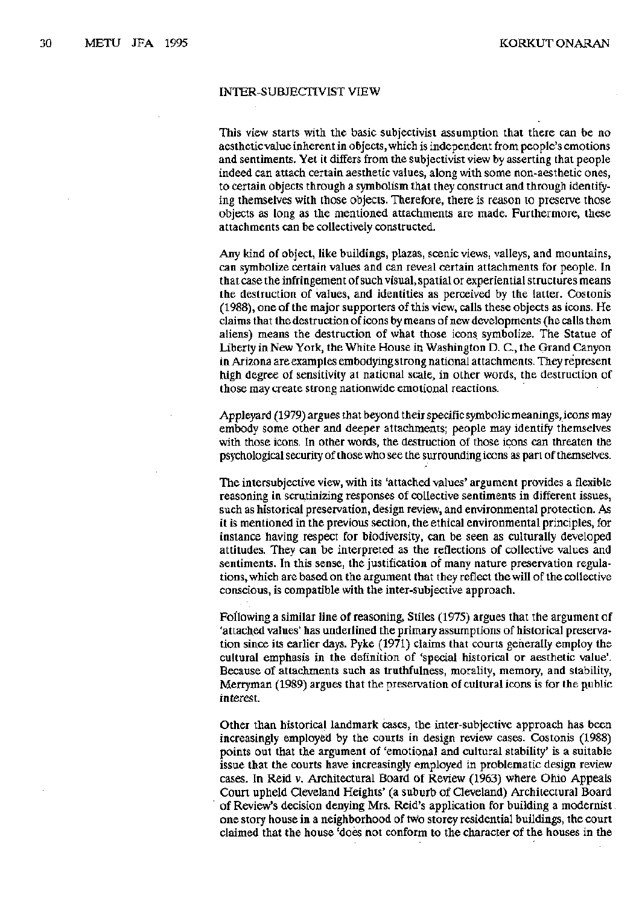## INTER-SUBJECTIVIST VIEW

This view starts with the basic subjectivist assumption that there can be no aesthetic value inherent in objects, which is independent from people's emotions and sentiments. Yet it differs from the subjectivist view by asserting that people indeed can attach certain aesthetic values, along with some non-aesthetic ones, to certain objects through a symbolism that they construct and through identifying themselves with those objects. Therefore, there is reason to preserve those objects as long as the mentioned attachments are made. Furthermore, these attachments can be collectively constructed.

Any kind of object, like buildings, plazas, scenic views, valleys, and mountains, can symbolize certain values and can reveal certain attachments for people. In that case the infringement of such visual, spatial or experiential structures means the destruction of values, and identities as perceived by the latter. Costonis (1988), one of the major supporters of this view, calls these objects as icons. He claims that the destruction of icons by means of new developments (he calls them aliens) means the destruction of what those icons symbolize. The Statue of Liberty in New York, the White House in Washington D. C., the Grand Canyon in Arizona are examples embodying strong national attachments. They represent high degree of sensitivity at national scale, in other words, the destruction of those may create strong nationwide emotional reactions.

Appleyard (1979) argues that beyond their specific symbolic meanings, icons may embody some other and deeper attachments; people may identify themselves with those icons. In other words, the destruction of those icons can threaten the psychological security of those who see the surrounding icons as part of themselves.

The intersubjective view, with its 'attached values' argument provides a flexible reasoning in scrutinizing responses of collective sentiments in different issues, such as historical preservation, design review, and environmental protection. As it is mentioned in the previous section, the ethical environmental principles, for instance having respect for biodiversity, can be seen as culturally developed attitudes. They can be interpreted as the reflections of collective values and sentiments. In this sense, the justification of many nature preservation regulations, which are based on the argument that they reflect the will of the collective conscious, is compatible with the inter-subjective approach.

Following a similar line of reasoning, Stiles (1975) argues that the argument of 'attached values' has underlined the primary assumptions of historical preservation since its earlier days. Pyke (1971) claims that courts generally employ the cultural emphasis in the definition of 'special historical or aesthetic value'. Because of attachments such as truthfulness, morality, memory, and stability, Merryman (1989) argues that the preservation of cultural icons is for the public interest.

Other than historical landmark cases, the inter-subjective approach has been increasingly employed by the courts in design review cases. Costonis (1988) points out that the argument of 'emotional and cultural stability' is a suitable issue that the courts have increasingly employed in problematic design review cases. In Reid v. Architectural Board of Review (1963) where Ohio Appeals Court upheld Cleveland Heights' (a suburb of Cleveland) Architectural Board of Review's decision denying Mrs. Reid's application for building a modernist one story house in a neighborhood of two storey residential buildings, the court claimed that the house 'does not conform to the character of the houses in the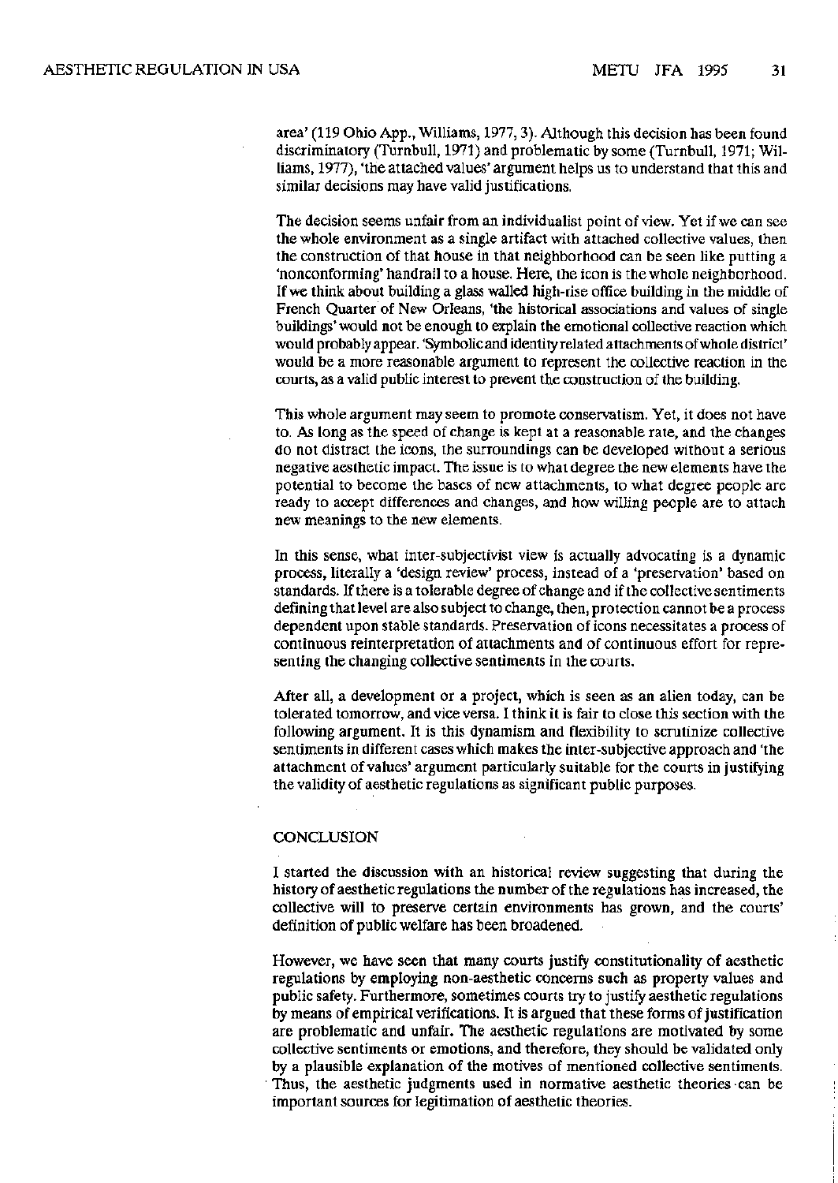area' (119 Ohio App., Williams, 1977, 3). Although this decision has been found discriminatory (Turnbull, 1971) and problematic by some (Turnbull, 1971; Williams, 1977), 'the attached values' argument helps us to understand that this and similar decisions may have valid justifications.

The decision seems unfair from an individualist point of view. Yet if we can see the whole environment as a single artifact with attached collective values, then the construction of that house in that neighborhood can be seen like putting a 'nonconforming' handrail to a house. Here, the icon is the whole neighborhood. If we think about building a glass walled high-rise office building in the middle of French Quarter of New Orleans, 'the historical associations and values of single buildings' would not be enough to explain the emotional collective reaction which would probably appear. 'Symbolic and identity related attachments of whole district' would be a more reasonable argument to represent the collective reaction in the courts, as a valid public interest to prevent the construction of the building.

This whole argument may seem to promote conservatism. Yet, it does not have to. As long as the speed of change is kept at a reasonable rate, and the changes do not distract the icons, the surroundings can be developed without a serious negative aesthetic impact. The issue is to what degree the new elements have the potential to become the bases of new attachments, to what degree people are ready to accept differences and changes, and how willing people are to attach new meanings to the new elements.

In this sense, what inter-subjectivist view is actually advocating is a dynamic process, literally a 'design review' process, instead of a 'preservation' based on standards. If there is a tolerable degree of change and if the collective sentiments defining that level are also subject to change, then, protection cannot be a process dependent upon stable standards. Preservation of icons necessitates a process of continuous reinterpretation of attachments and of continuous effort for representing the changing collective sentiments in the courts.

After all, a development or a project, which is seen as an alien today, can be tolerated tomorrow, and vice versa. I think it is fair to close this section with the following argument. It is this dynamism and flexibility to scrutinize collective sentiments in different cases which makes the inter-subjective approach and 'the attachment of values' argument particularly suitable for the courts in justifying the validity of aesthetic regulations as significant public purposes.

## CONCLUSION

I started the discussion with an historical review suggesting that during the history of aesthetic regulations the number of the regulations has increased, the collective will to preserve certain environments has grown, and the courts' definition of public welfare has been broadened.

However, we have seen that many courts justify constitutionality of aesthetic regulations by employing non-aesthetic concerns such as property values and public safety. Furthermore, sometimes courts try to justify aesthetic regulations by means of empirical verifications. It is argued that these forms of justification are problematic and unfair. The aesthetic regulations are motivated by some collective sentiments or emotions, and therefore, they should be validated only by a plausible explanation of the motives of mentioned collective sentiments. Thus, the aesthetic judgments used in normative aesthetic theories can be important sources for legitimation of aesthetic theories.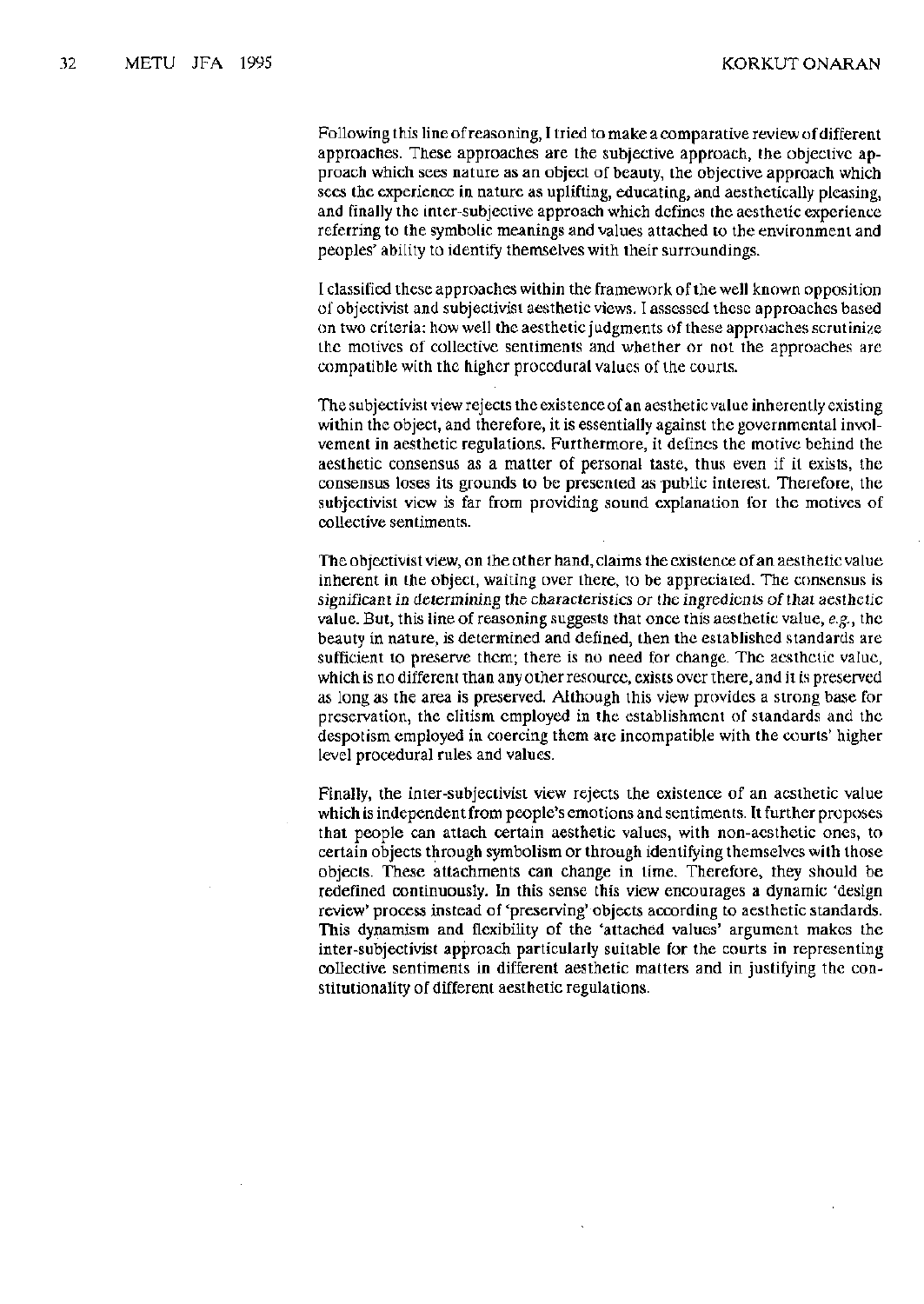Following this line of reasoning, I tried to make a comparative review of different approaches. These approaches are the subjective approach, the objective approach which sees nature as an object of beauty, the objective approach which sees the experience in nature as uplifting, educating, and aesthetically pleasing, and finally the inter-subjective approach which defines the aesthetic experience referring to the symbolic meanings and values attached to the environment and peoples' ability to identify themselves with their surroundings.

I classified these approaches within the framework of the well known opposition of objectivist and subjectivist aesthetic views. I assessed these approaches based on two criteria: how well the aesthetic judgments of these approaches scrutinize the motives of collective sentiments and whether or not the approaches are compatible with the higher procedural values of the courts.

The subjectivist view rejects the existence of an aesthetic value inherently existing within the object, and therefore, it is essentially against the governmental involvement in aesthetic regulations. Furthermore, it defines the motive behind the aesthetic consensus as a matter of personal taste, thus even if it exists, the consensus loses its grounds to be presented as public interest. Therefore, the subjectivist view is far from providing sound explanation for the motives of collective sentiments.

The objectivist view, on the other hand, claims the existence of an aesthetic value inherent in the object, waiting over there, to be appreciated. The consensus is *significant in determining the characteristics or the ingredients of that aesthetic* value. But, this line of reasoning suggests that once this aesthetic value, *e.g.*, the beauty in nature, is determined and defined, then the established standards are sufficient to preserve them; there is no need for change. The aesthetic value, which is no different than any other resource, exists over there, and it is preserved as long as the area is preserved. Although this view provides a strong base for preservation, the elitism employed in the establishment of standards and the despotism employed in coercing them are incompatible with the courts' higher level procedural rules and values.

Finally, the inter-subjectivist view rejects the existence of an aesthetic value which is independent from people's emotions and sentiments. It further proposes that people can attach certain aesthetic values, with non-aesthetic ones, to certain objects through symbolism or through identifying themselves with those objects. These attachments can change in time. Therefore, they should be redefined continuously. In this sense this view encourages a dynamic 'design review' process instead of 'preserving' objects according to aesthetic standards. This dynamism and flexibility of the 'attached values' argument makes the inter-subjectivist approach particularly suitable for the courts in representing collective sentiments in different aesthetic matters and in justifying the constitutionality of different aesthetic regulations.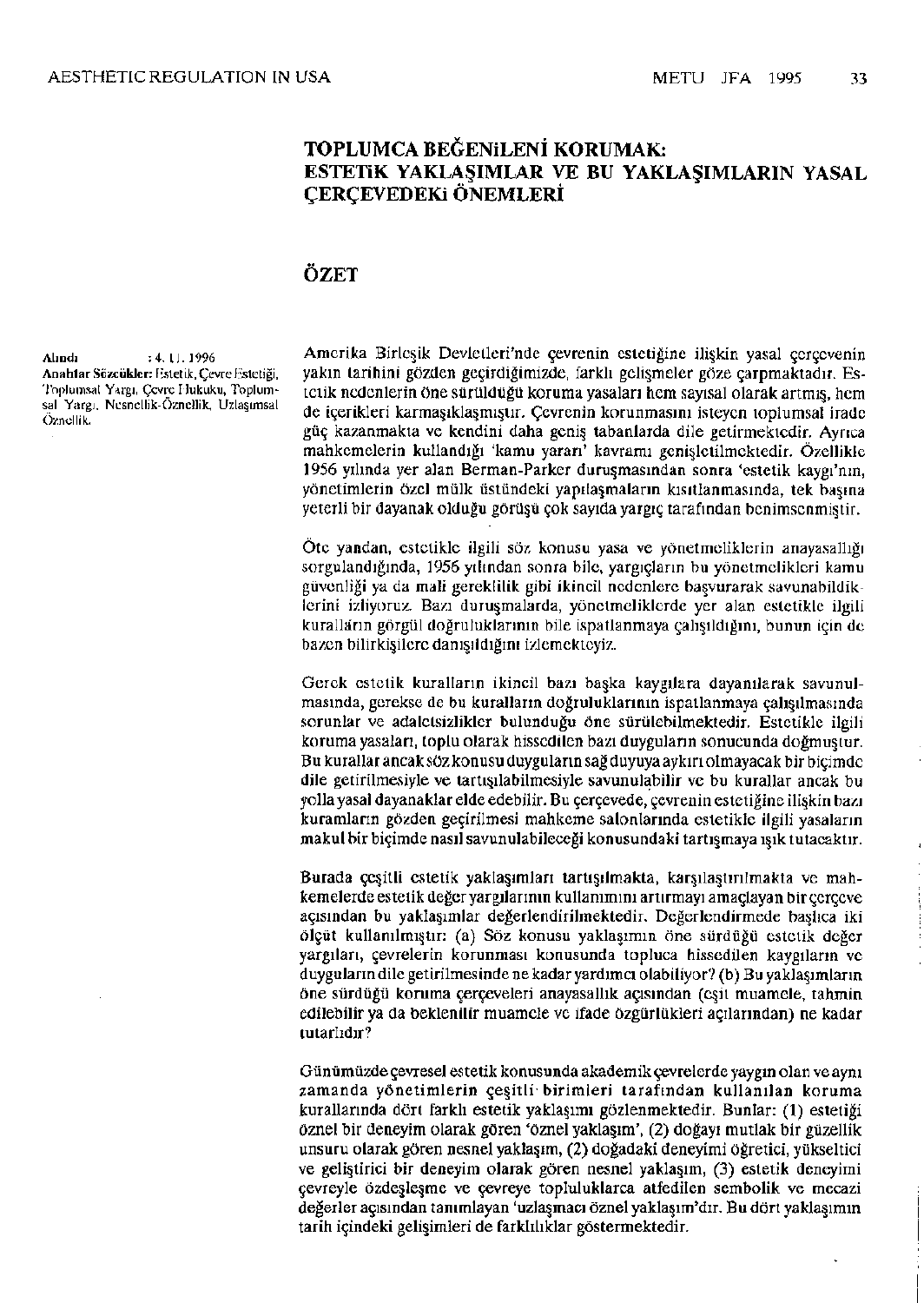# TOPLUMCA BEĞENİLENİ KORUMAK: ESTETİK YAKLAŞIMLAR VE BU YAKLAŞIMLARIN YASAL ÇERÇEVEDEKİ ÖNEMLERİ

## ÖZET

Alındı : 4. 11. 1996

**Anahtar Sözcükler:** Estetik, Çevre Estetiği, Toplumsal Yargı, Çevre Hukuku, Toplumsal Yargı, Nesnellik-Öznellik, Uzlaşımsal Öznellik.

Amerika Birleşik Devletleri'nde çevrenin estetiğine ilişkin yasal çerçevenin yakın tarihini gözden geçirdiğimizde, farklı gelişmeler göze çarpmaktadır. Estetik nedenlerin öne sürüldüğü koruma yasaları hem sayısal olarak artmış, hem de içerikleri karmaşıklaşmıştır. Çevrenin korunmasını isteyen toplumsal irade güç kazanmakta ve kendini daha geniş tabanlarda dile getirmektedir. Ayrıca mahkemelerin kullandığı 'kamu yararı' kavramı genişletilmektedir. Özellikle 1956 yılında yer alan Berman-Parker duruşmasından sonra 'estetik kaygı'nın, yönetimlerin özel mülk üstündeki yapılaşmaların kısıtlanmasında, tek başına yeterli bir dayanak olduğu görüşü çok sayıda yargıç tarafından benimsenmiştir.

Öte yandan, estetikle ilgili söz konusu yasa ve yönetmeliklerin anayasallığı sorgulandığında, 1956 yılından sonra bile, yargıçların bu yönetmelikleri kamu güvenliği ya da mali gereklilik gibi ikincil nedenlere başvurarak savunabildiklerini izliyoruz. Bazı duruşmalarda, yönetmeliklerde yer alan estetikle ilgili kuralların görgül doğruluklarının bile ispatlanmaya çalışıldığını, bunun için de bazen bilirkişilere danışıldığını izlemekteyiz.

Gerek estetik kuralların ikincil bazı başka kaygılara dayanılarak savunulmasında, gerekse de bu kuralların doğruluklarının ispatlanmaya çalışılmasında sorunlar ve adaletsizlikler bulunduğu öne sürülebilmektedir. Estetikle ilgili koruma yasaları, toplu olarak hissedilen bazı duyguların sonucunda doğmuştur. Bu kurallar ancak söz konusu duyguların sağduyuya aykırı olmayacak bir biçimde dile getirilmesiyle ve tartışılabilmesiyle savunulabilir ve bu kurallar ancak bu yolla yasal dayanaklar elde edebilir. Bu çerçevede, çevrenin estetiğine ilişkin bazı kuramların gözden geçirilmesi mahkeme salonlarında estetikle ilgili yasaların makul bir biçimde nasıl savunulabileceği konusundaki tartışmaya ışık tutacaktır.

Burada çeşitli estetik yaklaşımları tartışılmakta, karşılaştırılmakta ve mahkemelerde estetik değer yargılarının kullanımını artırmayı amaçlayan bir çerçeve açısından bu yaklaşımlar değerlendirilmektedir. Değerlendirmede başlıca iki ölçüt kullanılmıştır: (a) Söz konusu yaklaşımın öne sürdüğü estetik değer yargıları, çevrelerin korunması konusunda topluca hissedilen kaygıların ve duyguların dile getirilmesinde ne kadar yardımcı olabiliyor? (b) Bu yaklaşımların öne sürdüğü koruma çerçeveleri anayasallık açısından (eşit muamele, tahmin edilebilir ya da beklenilir muamele ve ifade özgürlükleri açılarından) ne kadar tutarlıdır?

Günümüzde çevresel estetik konusunda akademik çevrelerde yaygın olan ve aynı zamanda yönetimlerin çeşitli birimleri tarafından kullanılan koruma kurallarında dört farklı estetik yaklaşımı gözlenmektedir. Bunlar: (1) estetiği öznel bir deneyim olarak gören 'öznel yaklaşım', (2) doğayı mutlak bir güzellik unsuru olarak gören nesnel yaklaşım, (2) doğadaki deneyimi öğretici, yükseltici ve geliştirici bir deneyim olarak gören nesnel yaklaşım, (3) estetik deneyimi çevreyle özdeşleşme ve çevreye topluluklarca atfedilen sembolik ve mecazi değerler açısından tanımlayan 'uzlaşmacı öznel yaklaşım'dır. Bu dört yaklaşımın tarih içindeki gelişimleri de farklılıklar göstermektedir.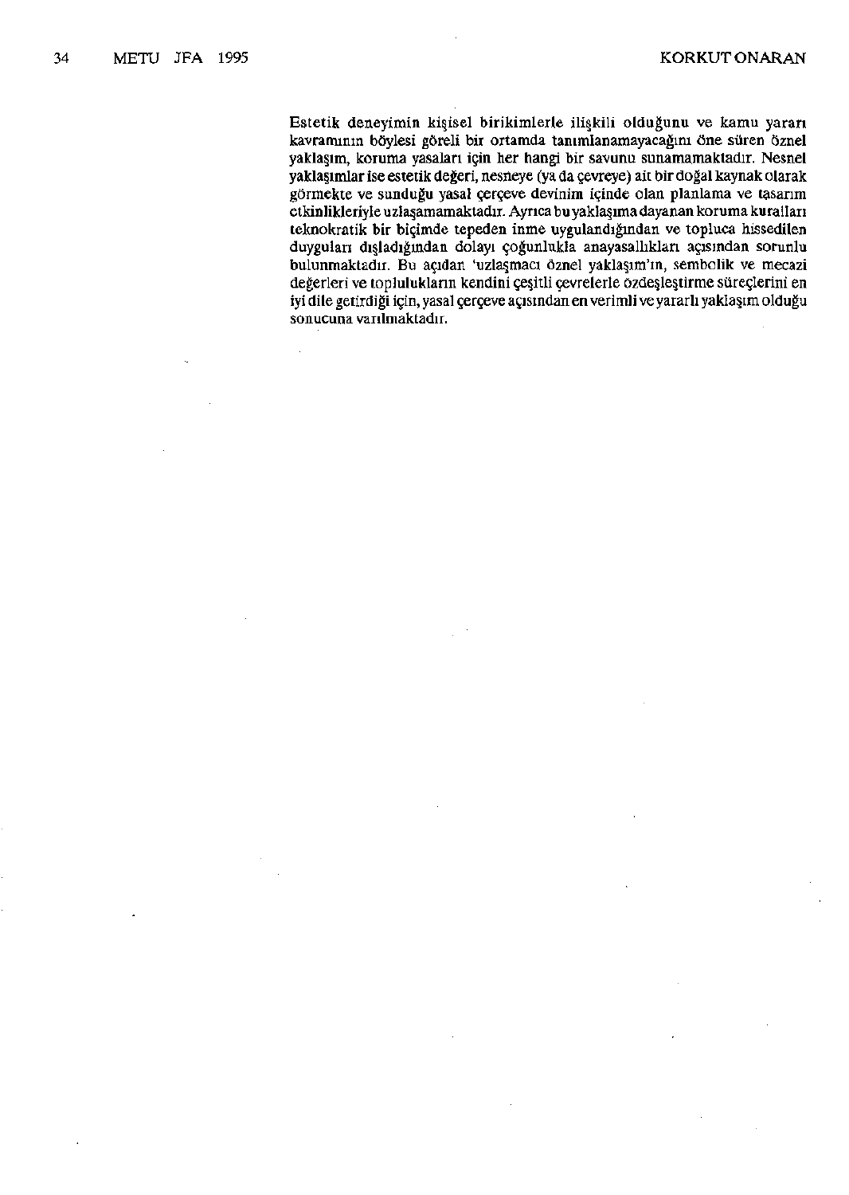Estetik deneyimin kişisel birikimlerle ilişkili olduğunu ve kamu yararı kavramının böylesi göreli bir ortamda tanımlanamayacağını öne süren öznel yaklaşım, koruma yasaları için her hangi bir savunu sunamamaktadır. Nesnel yaklaşımlar ise estetik değeri, nesneye (ya da çevreye) ait bir doğal kaynak olarak görmekte ve sunduğu yasal çerçeve devinim içinde olan planlama ve tasarım etkinlikleriyle uzlaşamamaktadır. Ayrıca bu yaklaşıma dayanan koruma kuralları teknokratik bir biçimde tepeden inme uygulandığından ve topluca hissedilen duyguları dışladığından dolayı çoğunlukla anayasallıkları açısından sorunlu bulunmaktadır. Bu açıdan 'uzlaşmacı öznel yaklaşım'ın, sembolik ve mecazi değerleri ve toplulukların kendini çeşitli çevrelerle özdeşleştirme süreçlerini en iyi dile getirdiği için, yasal çerçeve açısından en verimli ve yararlı yaklaşım olduğu sonucuna varılmaktadır.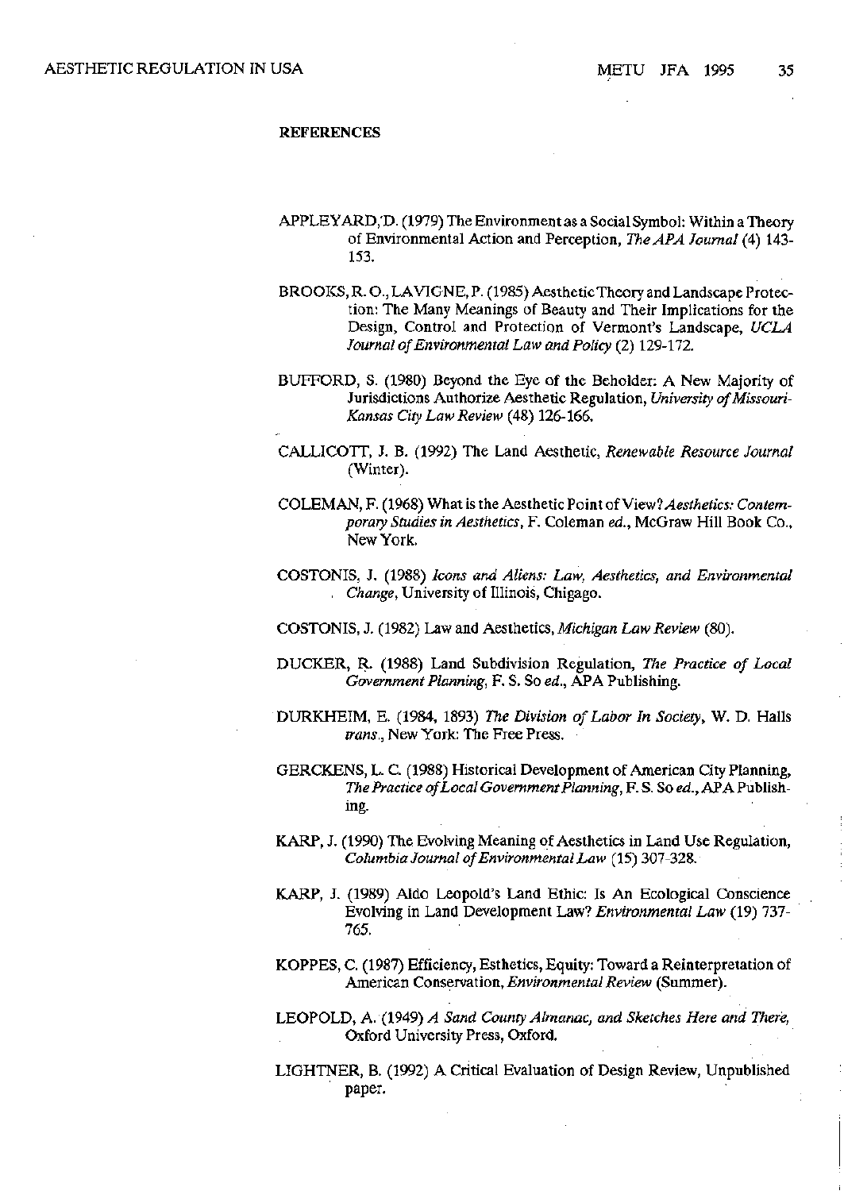**REFERENCES**

APPLEYARD, D. (1979) The Environment as a Social Symbol: Within a Theory of Environmental Action and Perception, *The APA Journal* (4) 143-153.

BROOKS, R. O., LAVIGNE, P. (1985) Aesthetic Theory and Landscape Protection: The Many Meanings of Beauty and Their Implications for the Design, Control and Protection of Vermont's Landscape, *UCLA Journal of Environmental Law and Policy* (2) 129-172.

BUFFORD, S. (1980) Beyond the Eye of the Beholder: A New Majority of Jurisdictions Authorize Aesthetic Regulation, *University of Missouri-Kansas City Law Review* (48) 126-166.

CALLICOTT, J. B. (1992) The Land Aesthetic, *Renewable Resource Journal* (Winter).

COLEMAN, F. (1968) What is the Aesthetic Point of View? *Aesthetics: Contemporary Studies in Aesthetics*, F. Coleman *ed.*, McGraw Hill Book Co., New York.

COSTONIS, J. (1988) *Icons and Aliens: Law, Aesthetics, and Environmental Change*, University of Illinois, Chigago.

COSTONIS, J. (1982) Law and Aesthetics, *Michigan Law Review* (80).

DUCKER, R. (1988) Land Subdivision Regulation, *The Practice of Local Government Planning*, F. S. So *ed.*, APA Publishing.

DURKHEIM, E. (1984, 1893) *The Division of Labor In Society*, W. D. Halls *trans.*, New York: The Free Press.

GERCKENS, L. C. (1988) Historical Development of American City Planning, *The Practice of Local Government Planning*, F. S. So *ed.*, APA Publishing.

KARP, J. (1990) The Evolving Meaning of Aesthetics in Land Use Regulation, *Columbia Journal of Environmental Law* (15) 307-328.

KARP, J. (1989) Aldo Leopold's Land Ethic: Is An Ecological Conscience Evolving in Land Development Law? *Environmental Law* (19) 737-765.

KOPPES, C. (1987) Efficiency, Esthetics, Equity: Toward a Reinterpretation of American Conservation, *Environmental Review* (Summer).

LEOPOLD, A. (1949) *A Sand County Almanac, and Sketches Here and There*, Oxford University Press, Oxford.

LIGHTNER, B. (1992) A Critical Evaluation of Design Review, Unpublished paper.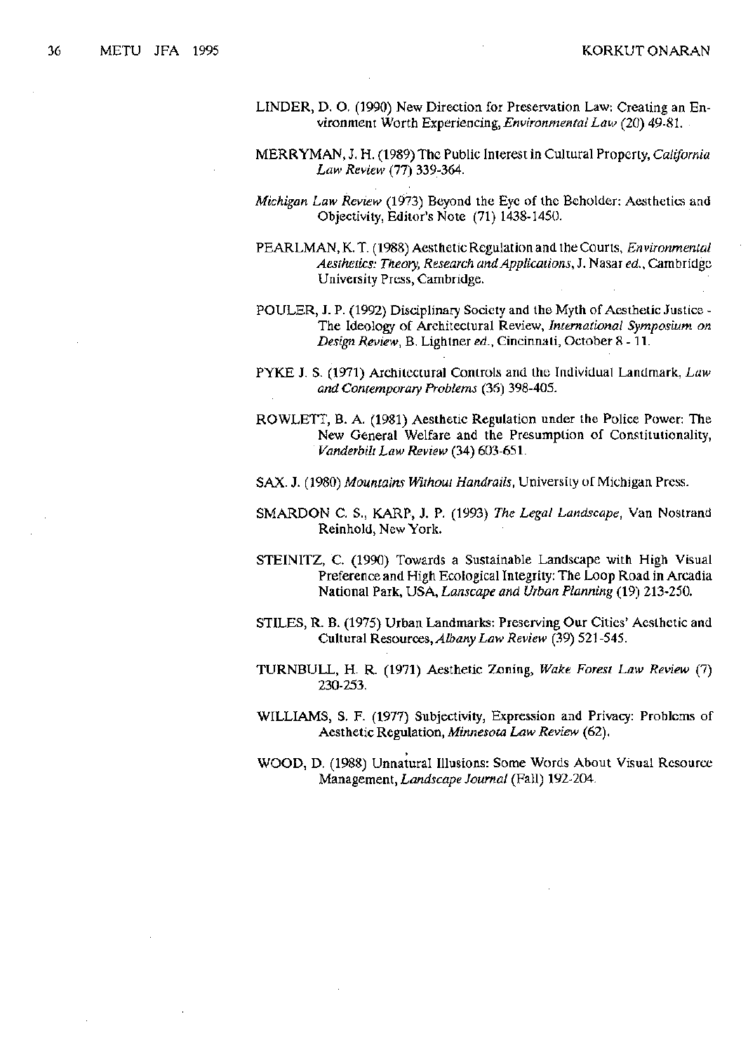LINDER, D. O. (1990) New Direction for Preservation Law: Creating an Environment Worth Experiencing, *Environmental Law* (20) 49-81.

MERRYMAN, J. H. (1989) The Public Interest in Cultural Property, *California Law Review* (77) 339-364.

*Michigan Law Review* (1973) Beyond the Eye of the Beholder: Aesthetics and Objectivity, Editor's Note (71) 1438-1450.

PEARLMAN, K. T. (1988) Aesthetic Regulation and the Courts, *Environmental Aesthetics: Theory, Research and Applications*, J. Nasar *ed.*, Cambridge University Press, Cambridge.

POULER, J. P. (1992) Disciplinary Society and the Myth of Aesthetic Justice - The Ideology of Architectural Review, *International Symposium on Design Review*, B. Lightner *ed.*, Cincinnati, October 8 - 11.

PYKE J. S. (1971) Architectural Controls and the Individual Landmark, *Law and Contemporary Problems* (36) 398-405.

ROWLETT, B. A. (1981) Aesthetic Regulation under the Police Power: The New General Welfare and the Presumption of Constitutionality, *Vanderbilt Law Review* (34) 603-651.

SAX. J. (1980) *Mountains Without Handrails*, University of Michigan Press.

SMARDON C. S., KARP, J. P. (1993) *The Legal Landscape*, Van Nostrand Reinhold, New York.

STEINITZ, C. (1990) Towards a Sustainable Landscape with High Visual Preference and High Ecological Integrity: The Loop Road in Arcadia National Park, USA, *Lanscape and Urban Planning* (19) 213-250.

STILES, R. B. (1975) Urban Landmarks: Preserving Our Cities' Aesthetic and Cultural Resources, *Albany Law Review* (39) 521-545.

TURNBULL, H. R. (1971) Aesthetic Zoning, *Wake Forest Law Review* (7) 230-253.

WILLIAMS, S. F. (1977) Subjectivity, Expression and Privacy: Problems of Aesthetic Regulation, *Minnesota Law Review* (62).

WOOD, D. (1988) Unnatural Illusions: Some Words About Visual Resource Management, *Landscape Journal* (Fall) 192-204.